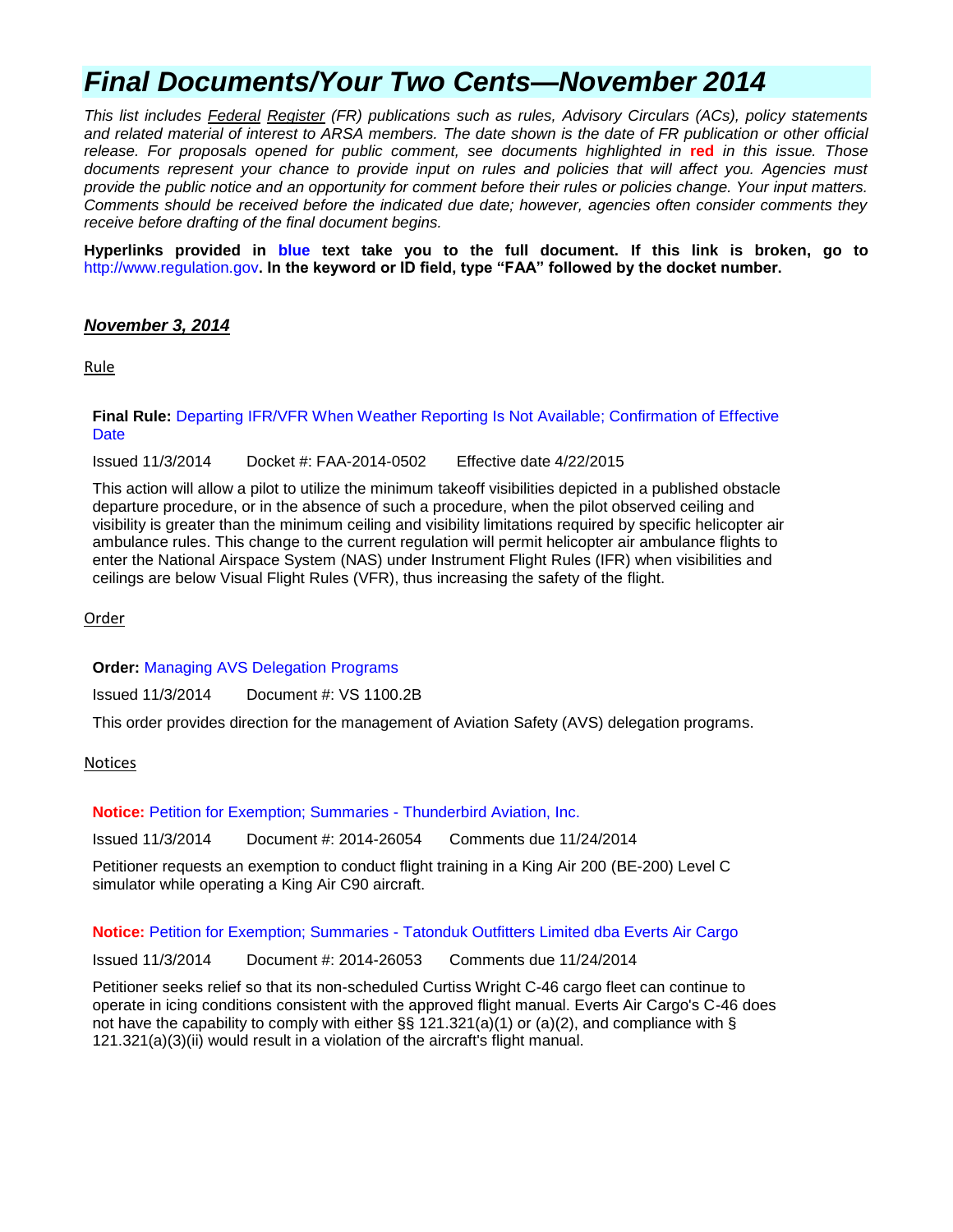# *Final Documents/Your Two Cents—November 2014*

*This list includes Federal Register (FR) publications such as rules, Advisory Circulars (ACs), policy statements and related material of interest to ARSA members. The date shown is the date of FR publication or other official release. For proposals opened for public comment, see documents highlighted in **red** in this issue. Those documents represent your chance to provide input on rules and policies that will affect you. Agencies must provide the public notice and an opportunity for comment before their rules or policies change. Your input matters. Comments should be received before the indicated due date; however, agencies often consider comments they receive before drafting of the final document begins.*

**Hyperlinks provided in blue text take you to the full document. If this link is broken, go to** http://www.regulation.gov**. In the keyword or ID field, type "FAA" followed by the docket number.**

## ***November 3, 2014***

### Rule

**Final Rule:** Departing IFR/VFR When Weather Reporting Is Not Available; Confirmation of Effective Date

Issued 11/3/2014 Docket #: FAA-2014-0502 Effective date 4/22/2015

This action will allow a pilot to utilize the minimum takeoff visibilities depicted in a published obstacle departure procedure, or in the absence of such a procedure, when the pilot observed ceiling and visibility is greater than the minimum ceiling and visibility limitations required by specific helicopter air ambulance rules. This change to the current regulation will permit helicopter air ambulance flights to enter the National Airspace System (NAS) under Instrument Flight Rules (IFR) when visibilities and ceilings are below Visual Flight Rules (VFR), thus increasing the safety of the flight.

### Order

**Order:** Managing AVS Delegation Programs

Issued 11/3/2014 Document #: VS 1100.2B

This order provides direction for the management of Aviation Safety (AVS) delegation programs.

### Notices

**Notice:** Petition for Exemption; Summaries - Thunderbird Aviation, Inc.

Issued 11/3/2014 Document #: 2014-26054 Comments due 11/24/2014

Petitioner requests an exemption to conduct flight training in a King Air 200 (BE-200) Level C simulator while operating a King Air C90 aircraft.

**Notice:** Petition for Exemption; Summaries - Tatonduk Outfitters Limited dba Everts Air Cargo

Issued 11/3/2014 Document #: 2014-26053 Comments due 11/24/2014

Petitioner seeks relief so that its non-scheduled Curtiss Wright C-46 cargo fleet can continue to operate in icing conditions consistent with the approved flight manual. Everts Air Cargo's C-46 does not have the capability to comply with either §§ 121.321(a)(1) or (a)(2), and compliance with § 121.321(a)(3)(ii) would result in a violation of the aircraft's flight manual.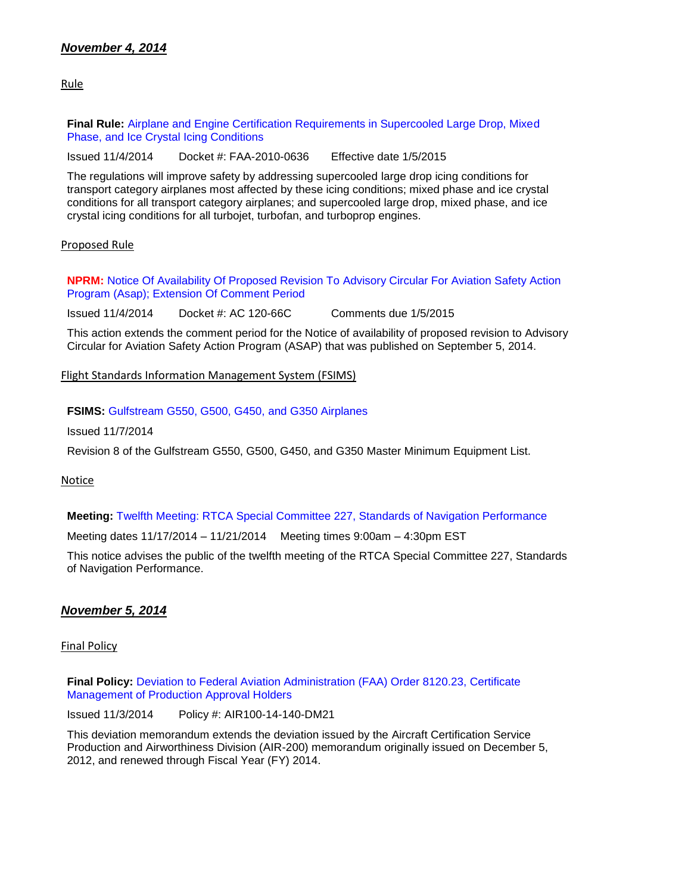## ***November 4, 2014***

### Rule

**Final Rule:** Airplane and Engine Certification Requirements in Supercooled Large Drop, Mixed Phase, and Ice Crystal Icing Conditions

Issued 11/4/2014 Docket #: FAA-2010-0636 Effective date 1/5/2015

The regulations will improve safety by addressing supercooled large drop icing conditions for transport category airplanes most affected by these icing conditions; mixed phase and ice crystal conditions for all transport category airplanes; and supercooled large drop, mixed phase, and ice crystal icing conditions for all turbojet, turbofan, and turboprop engines.

### Proposed Rule

**NPRM:** Notice Of Availability Of Proposed Revision To Advisory Circular For Aviation Safety Action Program (Asap); Extension Of Comment Period

Issued 11/4/2014 Docket #: AC 120-66C Comments due 1/5/2015

This action extends the comment period for the Notice of availability of proposed revision to Advisory Circular for Aviation Safety Action Program (ASAP) that was published on September 5, 2014.

### Flight Standards Information Management System (FSIMS)

**FSIMS:** Gulfstream G550, G500, G450, and G350 Airplanes

Issued 11/7/2014

Revision 8 of the Gulfstream G550, G500, G450, and G350 Master Minimum Equipment List.

### Notice

**Meeting:** Twelfth Meeting: RTCA Special Committee 227, Standards of Navigation Performance

Meeting dates 11/17/2014 – 11/21/2014 Meeting times 9:00am – 4:30pm EST

This notice advises the public of the twelfth meeting of the RTCA Special Committee 227, Standards of Navigation Performance.

## ***November 5, 2014***

### Final Policy

**Final Policy:** Deviation to Federal Aviation Administration (FAA) Order 8120.23, Certificate Management of Production Approval Holders

Issued 11/3/2014 Policy #: AIR100-14-140-DM21

This deviation memorandum extends the deviation issued by the Aircraft Certification Service Production and Airworthiness Division (AIR-200) memorandum originally issued on December 5, 2012, and renewed through Fiscal Year (FY) 2014.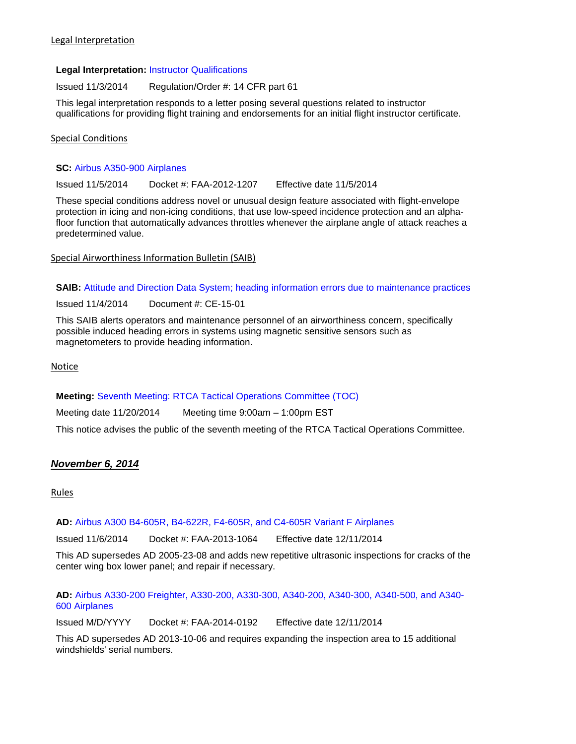Legal Interpretation

**Legal Interpretation:** Instructor Qualifications

Issued 11/3/2014 Regulation/Order #: 14 CFR part 61

This legal interpretation responds to a letter posing several questions related to instructor qualifications for providing flight training and endorsements for an initial flight instructor certificate.

Special Conditions

**SC:** Airbus A350-900 Airplanes

Issued 11/5/2014 Docket #: FAA-2012-1207 Effective date 11/5/2014

These special conditions address novel or unusual design feature associated with flight-envelope protection in icing and non-icing conditions, that use low-speed incidence protection and an alpha-floor function that automatically advances throttles whenever the airplane angle of attack reaches a predetermined value.

Special Airworthiness Information Bulletin (SAIB)

**SAIB:** Attitude and Direction Data System; heading information errors due to maintenance practices

Issued 11/4/2014 Document #: CE-15-01

This SAIB alerts operators and maintenance personnel of an airworthiness concern, specifically possible induced heading errors in systems using magnetic sensitive sensors such as magnetometers to provide heading information.

Notice

**Meeting:** Seventh Meeting: RTCA Tactical Operations Committee (TOC)

Meeting date 11/20/2014 Meeting time 9:00am – 1:00pm EST

This notice advises the public of the seventh meeting of the RTCA Tactical Operations Committee.

## ***November 6, 2014***

Rules

**AD:** Airbus A300 B4-605R, B4-622R, F4-605R, and C4-605R Variant F Airplanes

Issued 11/6/2014 Docket #: FAA-2013-1064 Effective date 12/11/2014

This AD supersedes AD 2005-23-08 and adds new repetitive ultrasonic inspections for cracks of the center wing box lower panel; and repair if necessary.

**AD:** Airbus A330-200 Freighter, A330-200, A330-300, A340-200, A340-300, A340-500, and A340-600 Airplanes

Issued M/D/YYYY Docket #: FAA-2014-0192 Effective date 12/11/2014

This AD supersedes AD 2013-10-06 and requires expanding the inspection area to 15 additional windshields' serial numbers.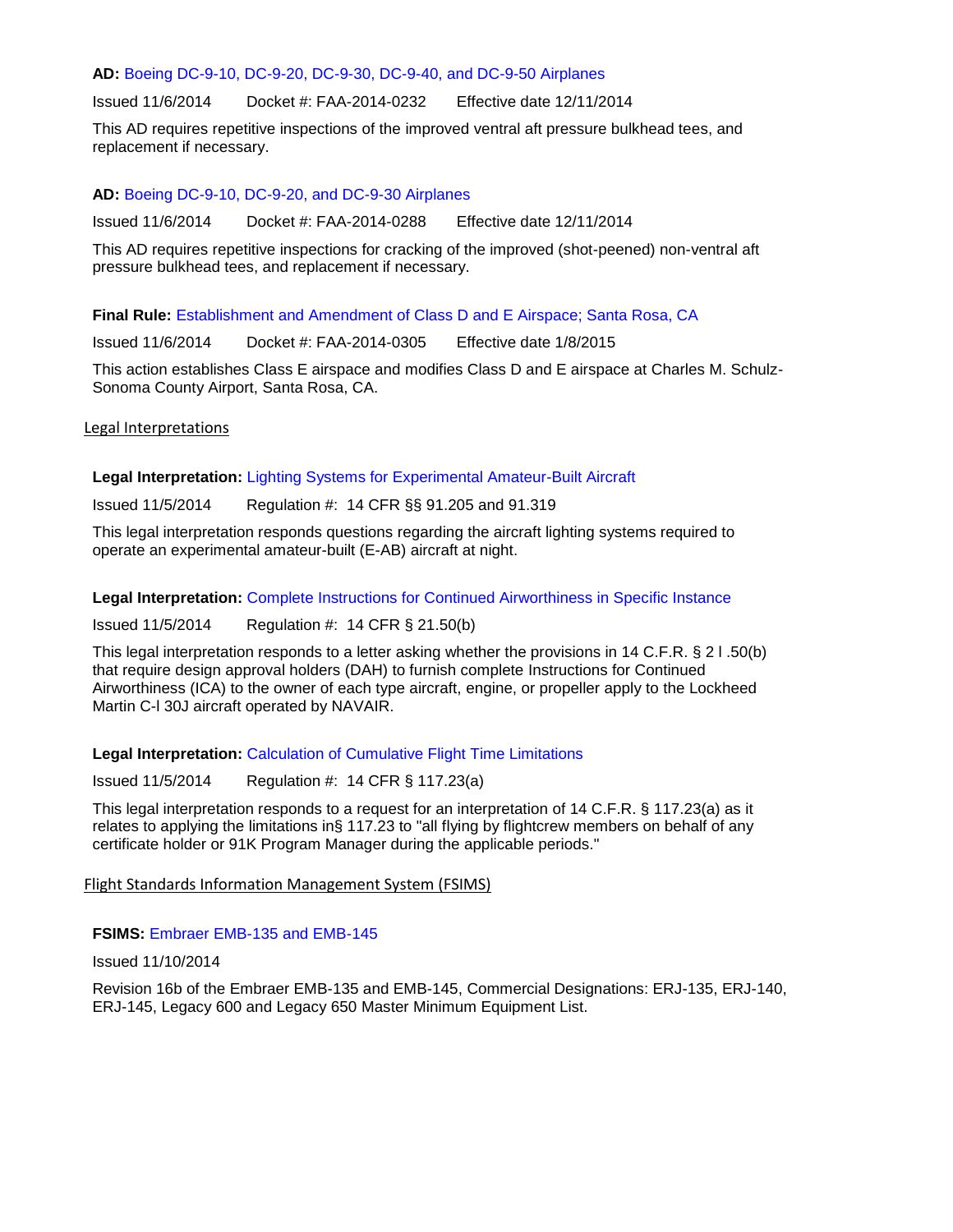**AD:** Boeing DC-9-10, DC-9-20, DC-9-30, DC-9-40, and DC-9-50 Airplanes

Issued 11/6/2014 Docket #: FAA-2014-0232 Effective date 12/11/2014

This AD requires repetitive inspections of the improved ventral aft pressure bulkhead tees, and replacement if necessary.

**AD:** Boeing DC-9-10, DC-9-20, and DC-9-30 Airplanes

Issued 11/6/2014 Docket #: FAA-2014-0288 Effective date 12/11/2014

This AD requires repetitive inspections for cracking of the improved (shot-peened) non-ventral aft pressure bulkhead tees, and replacement if necessary.

**Final Rule:** Establishment and Amendment of Class D and E Airspace; Santa Rosa, CA

Issued 11/6/2014 Docket #: FAA-2014-0305 Effective date 1/8/2015

This action establishes Class E airspace and modifies Class D and E airspace at Charles M. Schulz-Sonoma County Airport, Santa Rosa, CA.

## Legal Interpretations

**Legal Interpretation:** Lighting Systems for Experimental Amateur-Built Aircraft

Issued 11/5/2014 Regulation #: 14 CFR §§ 91.205 and 91.319

This legal interpretation responds questions regarding the aircraft lighting systems required to operate an experimental amateur-built (E-AB) aircraft at night.

**Legal Interpretation:** Complete Instructions for Continued Airworthiness in Specific Instance

Issued 11/5/2014 Regulation #: 14 CFR § 21.50(b)

This legal interpretation responds to a letter asking whether the provisions in 14 C.F.R. § 2 l .50(b) that require design approval holders (DAH) to furnish complete Instructions for Continued Airworthiness (ICA) to the owner of each type aircraft, engine, or propeller apply to the Lockheed Martin C-l 30J aircraft operated by NAVAIR.

**Legal Interpretation:** Calculation of Cumulative Flight Time Limitations

Issued 11/5/2014 Regulation #: 14 CFR § 117.23(a)

This legal interpretation responds to a request for an interpretation of 14 C.F.R. § 117.23(a) as it relates to applying the limitations in§ 117.23 to "all flying by flightcrew members on behalf of any certificate holder or 91K Program Manager during the applicable periods."

## Flight Standards Information Management System (FSIMS)

**FSIMS:** Embraer EMB-135 and EMB-145

Issued 11/10/2014

Revision 16b of the Embraer EMB-135 and EMB-145, Commercial Designations: ERJ-135, ERJ-140, ERJ-145, Legacy 600 and Legacy 650 Master Minimum Equipment List.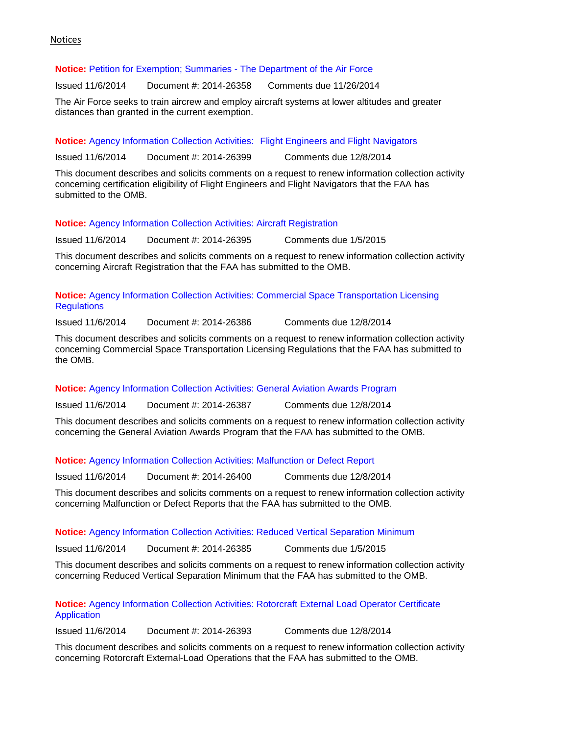Notices

**Notice:** Petition for Exemption; Summaries - The Department of the Air Force

Issued 11/6/2014 Document #: 2014-26358 Comments due 11/26/2014

The Air Force seeks to train aircrew and employ aircraft systems at lower altitudes and greater distances than granted in the current exemption.

**Notice:** Agency Information Collection Activities: Flight Engineers and Flight Navigators

Issued 11/6/2014 Document #: 2014-26399 Comments due 12/8/2014

This document describes and solicits comments on a request to renew information collection activity concerning certification eligibility of Flight Engineers and Flight Navigators that the FAA has submitted to the OMB.

**Notice:** Agency Information Collection Activities: Aircraft Registration

Issued 11/6/2014 Document #: 2014-26395 Comments due 1/5/2015

This document describes and solicits comments on a request to renew information collection activity concerning Aircraft Registration that the FAA has submitted to the OMB.

**Notice:** Agency Information Collection Activities: Commercial Space Transportation Licensing Regulations

Issued 11/6/2014 Document #: 2014-26386 Comments due 12/8/2014

This document describes and solicits comments on a request to renew information collection activity concerning Commercial Space Transportation Licensing Regulations that the FAA has submitted to the OMB.

**Notice:** Agency Information Collection Activities: General Aviation Awards Program

Issued 11/6/2014 Document #: 2014-26387 Comments due 12/8/2014

This document describes and solicits comments on a request to renew information collection activity concerning the General Aviation Awards Program that the FAA has submitted to the OMB.

**Notice:** Agency Information Collection Activities: Malfunction or Defect Report

Issued 11/6/2014 Document #: 2014-26400 Comments due 12/8/2014

This document describes and solicits comments on a request to renew information collection activity concerning Malfunction or Defect Reports that the FAA has submitted to the OMB.

**Notice:** Agency Information Collection Activities: Reduced Vertical Separation Minimum

Issued 11/6/2014 Document #: 2014-26385 Comments due 1/5/2015

This document describes and solicits comments on a request to renew information collection activity concerning Reduced Vertical Separation Minimum that the FAA has submitted to the OMB.

**Notice:** Agency Information Collection Activities: Rotorcraft External Load Operator Certificate Application

Issued 11/6/2014 Document #: 2014-26393 Comments due 12/8/2014

This document describes and solicits comments on a request to renew information collection activity concerning Rotorcraft External-Load Operations that the FAA has submitted to the OMB.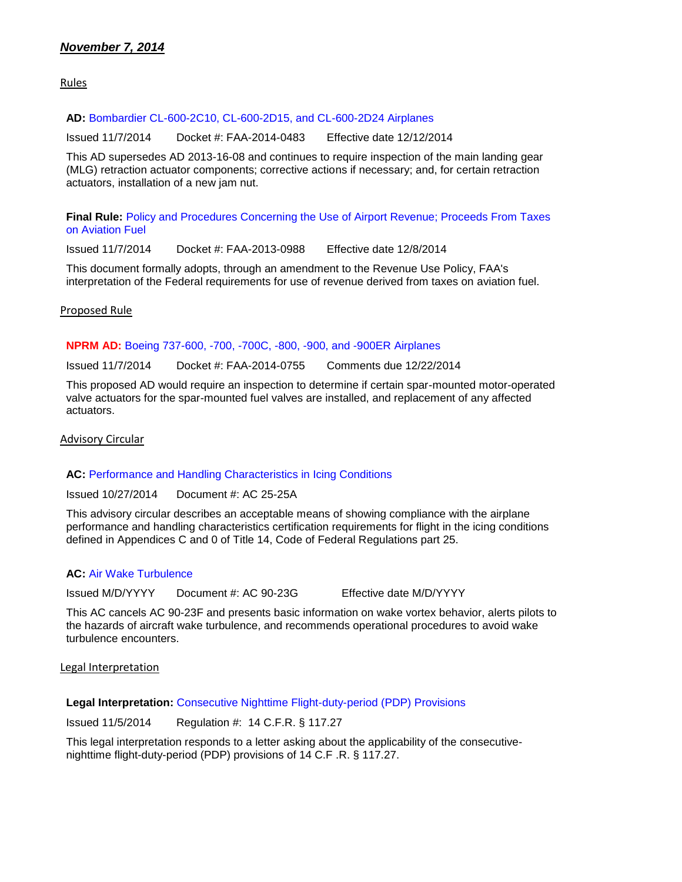***November 7, 2014***

## Rules

**AD:** Bombardier CL-600-2C10, CL-600-2D15, and CL-600-2D24 Airplanes

Issued 11/7/2014 Docket #: FAA-2014-0483 Effective date 12/12/2014

This AD supersedes AD 2013-16-08 and continues to require inspection of the main landing gear (MLG) retraction actuator components; corrective actions if necessary; and, for certain retraction actuators, installation of a new jam nut.

**Final Rule:** Policy and Procedures Concerning the Use of Airport Revenue; Proceeds From Taxes on Aviation Fuel

Issued 11/7/2014 Docket #: FAA-2013-0988 Effective date 12/8/2014

This document formally adopts, through an amendment to the Revenue Use Policy, FAA's interpretation of the Federal requirements for use of revenue derived from taxes on aviation fuel.

## Proposed Rule

**NPRM AD:** Boeing 737-600, -700, -700C, -800, -900, and -900ER Airplanes

Issued 11/7/2014 Docket #: FAA-2014-0755 Comments due 12/22/2014

This proposed AD would require an inspection to determine if certain spar-mounted motor-operated valve actuators for the spar-mounted fuel valves are installed, and replacement of any affected actuators.

## Advisory Circular

**AC:** Performance and Handling Characteristics in Icing Conditions

Issued 10/27/2014 Document #: AC 25-25A

This advisory circular describes an acceptable means of showing compliance with the airplane performance and handling characteristics certification requirements for flight in the icing conditions defined in Appendices C and 0 of Title 14, Code of Federal Regulations part 25.

**AC:** Air Wake Turbulence

Issued M/D/YYYY Document #: AC 90-23G Effective date M/D/YYYY

This AC cancels AC 90-23F and presents basic information on wake vortex behavior, alerts pilots to the hazards of aircraft wake turbulence, and recommends operational procedures to avoid wake turbulence encounters.

## Legal Interpretation

**Legal Interpretation:** Consecutive Nighttime Flight-duty-period (PDP) Provisions

Issued 11/5/2014 Regulation #: 14 C.F.R. § 117.27

This legal interpretation responds to a letter asking about the applicability of the consecutive-nighttime flight-duty-period (PDP) provisions of 14 C.F .R. § 117.27.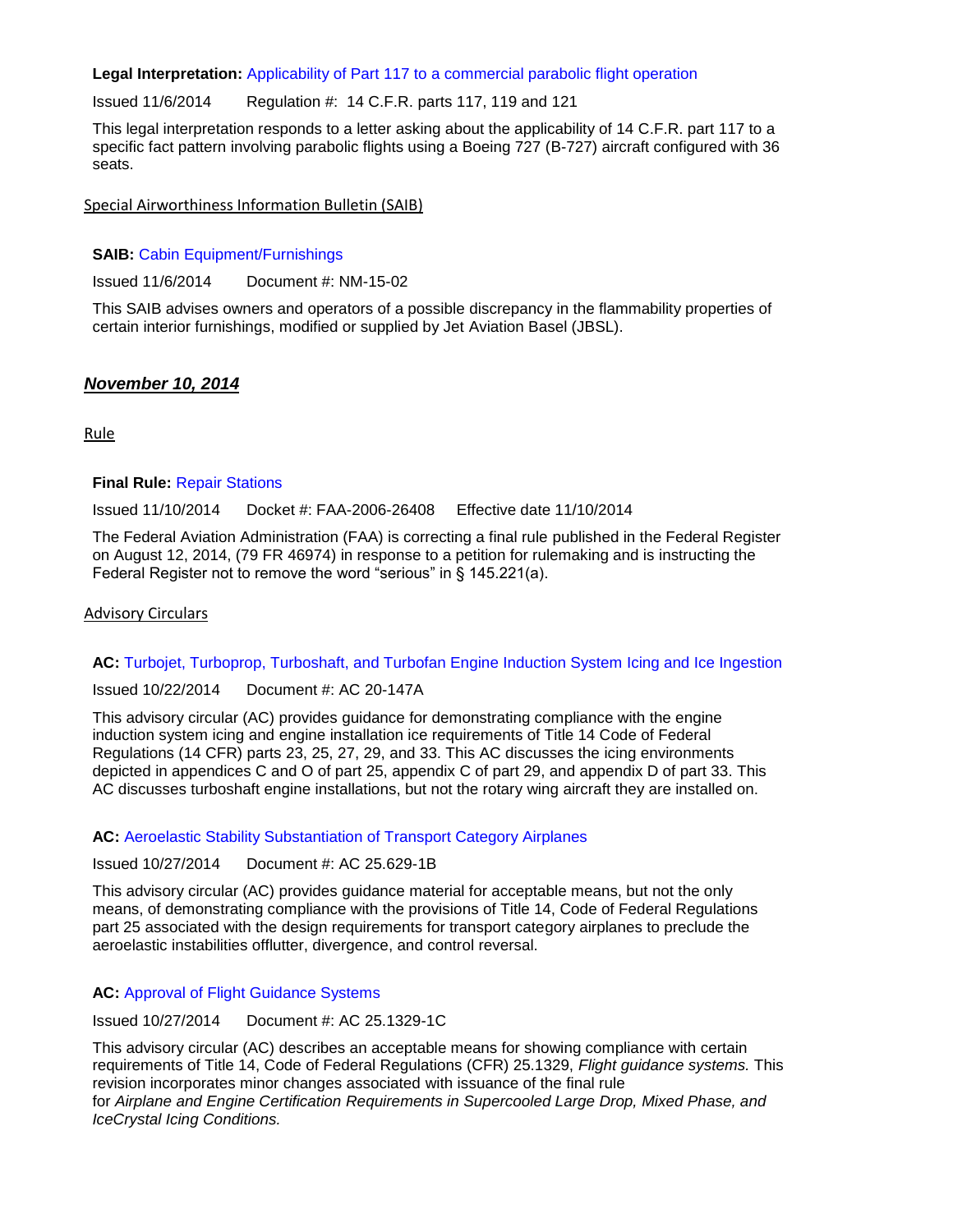**Legal Interpretation:** Applicability of Part 117 to a commercial parabolic flight operation

Issued 11/6/2014 Regulation #: 14 C.F.R. parts 117, 119 and 121

This legal interpretation responds to a letter asking about the applicability of 14 C.F.R. part 117 to a specific fact pattern involving parabolic flights using a Boeing 727 (B-727) aircraft configured with 36 seats.

Special Airworthiness Information Bulletin (SAIB)

**SAIB:** Cabin Equipment/Furnishings

Issued 11/6/2014 Document #: NM-15-02

This SAIB advises owners and operators of a possible discrepancy in the flammability properties of certain interior furnishings, modified or supplied by Jet Aviation Basel (JBSL).

## ***November 10, 2014***

Rule

**Final Rule:** Repair Stations

Issued 11/10/2014 Docket #: FAA-2006-26408 Effective date 11/10/2014

The Federal Aviation Administration (FAA) is correcting a final rule published in the Federal Register on August 12, 2014, (79 FR 46974) in response to a petition for rulemaking and is instructing the Federal Register not to remove the word "serious" in § 145.221(a).

Advisory Circulars

**AC:** Turbojet, Turboprop, Turboshaft, and Turbofan Engine Induction System Icing and Ice Ingestion

Issued 10/22/2014 Document #: AC 20-147A

This advisory circular (AC) provides guidance for demonstrating compliance with the engine induction system icing and engine installation ice requirements of Title 14 Code of Federal Regulations (14 CFR) parts 23, 25, 27, 29, and 33. This AC discusses the icing environments depicted in appendices C and O of part 25, appendix C of part 29, and appendix D of part 33. This AC discusses turboshaft engine installations, but not the rotary wing aircraft they are installed on.

**AC:** Aeroelastic Stability Substantiation of Transport Category Airplanes

Issued 10/27/2014 Document #: AC 25.629-1B

This advisory circular (AC) provides guidance material for acceptable means, but not the only means, of demonstrating compliance with the provisions of Title 14, Code of Federal Regulations part 25 associated with the design requirements for transport category airplanes to preclude the aeroelastic instabilities offlutter, divergence, and control reversal.

**AC:** Approval of Flight Guidance Systems

Issued 10/27/2014 Document #: AC 25.1329-1C

This advisory circular (AC) describes an acceptable means for showing compliance with certain requirements of Title 14, Code of Federal Regulations (CFR) 25.1329, *Flight guidance systems.* This revision incorporates minor changes associated with issuance of the final rule for *Airplane and Engine Certification Requirements in Supercooled Large Drop, Mixed Phase, and IceCrystal Icing Conditions.*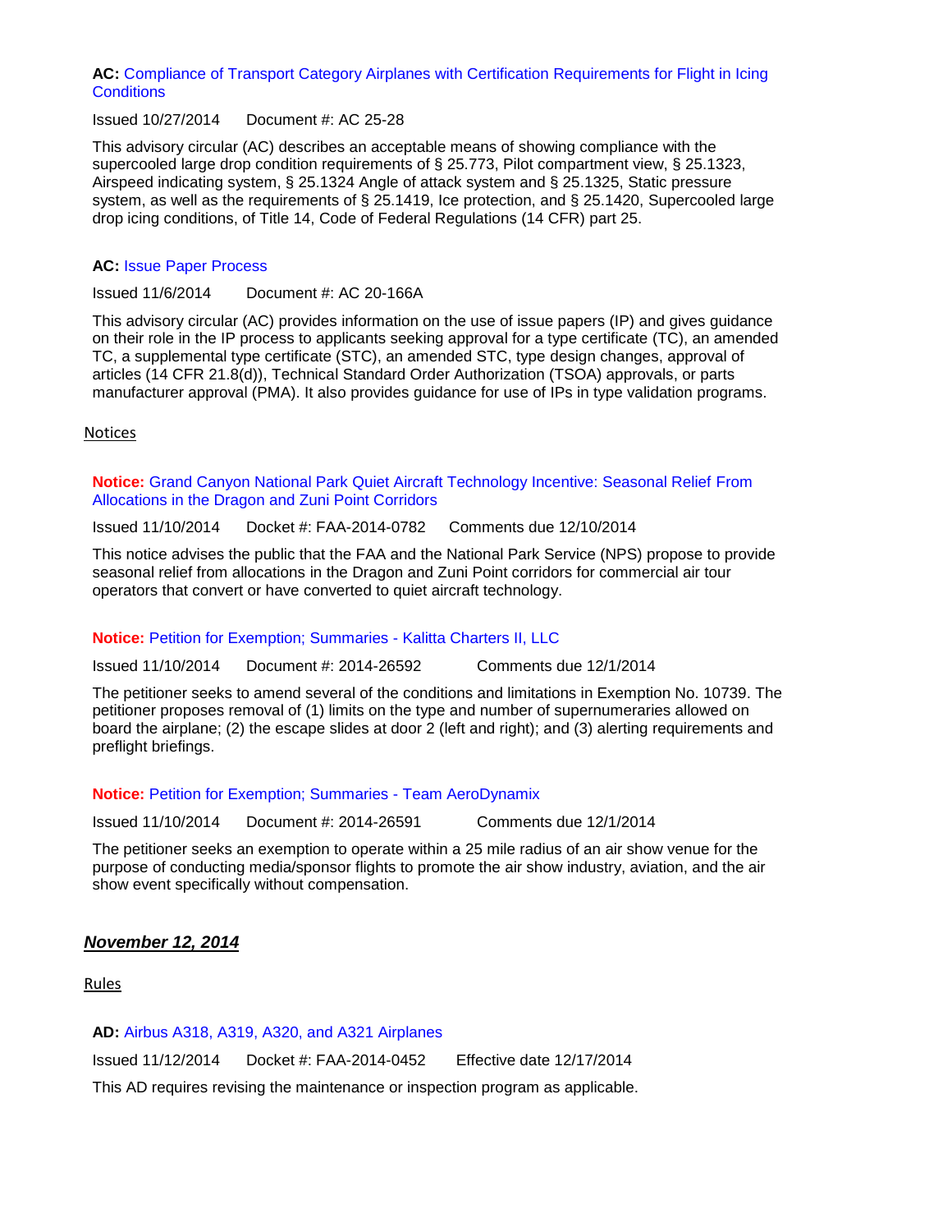**AC:** Compliance of Transport Category Airplanes with Certification Requirements for Flight in Icing Conditions

Issued 10/27/2014 Document #: AC 25-28

This advisory circular (AC) describes an acceptable means of showing compliance with the supercooled large drop condition requirements of § 25.773, Pilot compartment view, § 25.1323, Airspeed indicating system, § 25.1324 Angle of attack system and § 25.1325, Static pressure system, as well as the requirements of § 25.1419, Ice protection, and § 25.1420, Supercooled large drop icing conditions, of Title 14, Code of Federal Regulations (14 CFR) part 25.

**AC:** Issue Paper Process

Issued 11/6/2014 Document #: AC 20-166A

This advisory circular (AC) provides information on the use of issue papers (IP) and gives guidance on their role in the IP process to applicants seeking approval for a type certificate (TC), an amended TC, a supplemental type certificate (STC), an amended STC, type design changes, approval of articles (14 CFR 21.8(d)), Technical Standard Order Authorization (TSOA) approvals, or parts manufacturer approval (PMA). It also provides guidance for use of IPs in type validation programs.

## Notices

**Notice:** Grand Canyon National Park Quiet Aircraft Technology Incentive: Seasonal Relief From Allocations in the Dragon and Zuni Point Corridors

Issued 11/10/2014 Docket #: FAA-2014-0782 Comments due 12/10/2014

This notice advises the public that the FAA and the National Park Service (NPS) propose to provide seasonal relief from allocations in the Dragon and Zuni Point corridors for commercial air tour operators that convert or have converted to quiet aircraft technology.

**Notice:** Petition for Exemption; Summaries - Kalitta Charters II, LLC

Issued 11/10/2014 Document #: 2014-26592 Comments due 12/1/2014

The petitioner seeks to amend several of the conditions and limitations in Exemption No. 10739. The petitioner proposes removal of (1) limits on the type and number of supernumeraries allowed on board the airplane; (2) the escape slides at door 2 (left and right); and (3) alerting requirements and preflight briefings.

**Notice:** Petition for Exemption; Summaries - Team AeroDynamix

Issued 11/10/2014 Document #: 2014-26591 Comments due 12/1/2014

The petitioner seeks an exemption to operate within a 25 mile radius of an air show venue for the purpose of conducting media/sponsor flights to promote the air show industry, aviation, and the air show event specifically without compensation.

# ***November 12, 2014***

## Rules

**AD:** Airbus A318, A319, A320, and A321 Airplanes

Issued 11/12/2014 Docket #: FAA-2014-0452 Effective date 12/17/2014

This AD requires revising the maintenance or inspection program as applicable.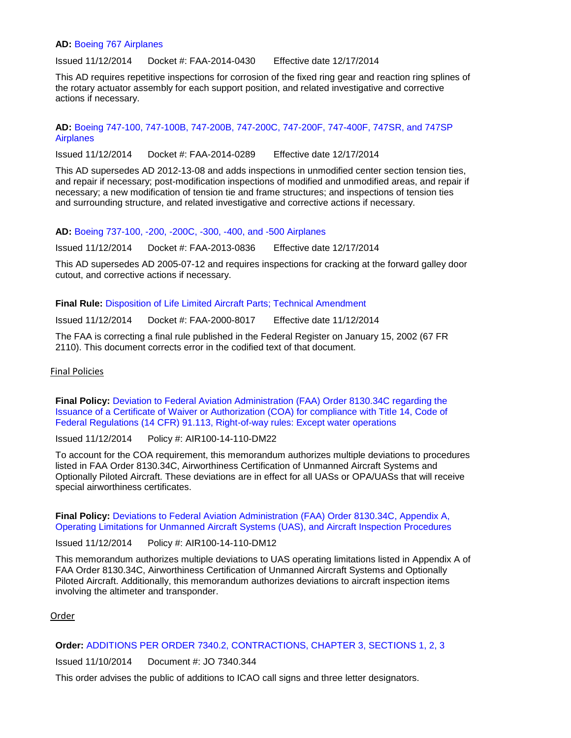**AD:** Boeing 767 Airplanes

Issued 11/12/2014 Docket #: FAA-2014-0430 Effective date 12/17/2014

This AD requires repetitive inspections for corrosion of the fixed ring gear and reaction ring splines of the rotary actuator assembly for each support position, and related investigative and corrective actions if necessary.

**AD:** Boeing 747-100, 747-100B, 747-200B, 747-200C, 747-200F, 747-400F, 747SR, and 747SP Airplanes

Issued 11/12/2014 Docket #: FAA-2014-0289 Effective date 12/17/2014

This AD supersedes AD 2012-13-08 and adds inspections in unmodified center section tension ties, and repair if necessary; post-modification inspections of modified and unmodified areas, and repair if necessary; a new modification of tension tie and frame structures; and inspections of tension ties and surrounding structure, and related investigative and corrective actions if necessary.

**AD:** Boeing 737-100, -200, -200C, -300, -400, and -500 Airplanes

Issued 11/12/2014 Docket #: FAA-2013-0836 Effective date 12/17/2014

This AD supersedes AD 2005-07-12 and requires inspections for cracking at the forward galley door cutout, and corrective actions if necessary.

**Final Rule:** Disposition of Life Limited Aircraft Parts; Technical Amendment

Issued 11/12/2014 Docket #: FAA-2000-8017 Effective date 11/12/2014

The FAA is correcting a final rule published in the Federal Register on January 15, 2002 (67 FR 2110). This document corrects error in the codified text of that document.

## Final Policies

**Final Policy:** Deviation to Federal Aviation Administration (FAA) Order 8130.34C regarding the Issuance of a Certificate of Waiver or Authorization (COA) for compliance with Title 14, Code of Federal Regulations (14 CFR) 91.113, Right-of-way rules: Except water operations

Issued 11/12/2014 Policy #: AIR100-14-110-DM22

To account for the COA requirement, this memorandum authorizes multiple deviations to procedures listed in FAA Order 8130.34C, Airworthiness Certification of Unmanned Aircraft Systems and Optionally Piloted Aircraft. These deviations are in effect for all UASs or OPA/UASs that will receive special airworthiness certificates.

**Final Policy:** Deviations to Federal Aviation Administration (FAA) Order 8130.34C, Appendix A, Operating Limitations for Unmanned Aircraft Systems (UAS), and Aircraft Inspection Procedures

Issued 11/12/2014 Policy #: AIR100-14-110-DM12

This memorandum authorizes multiple deviations to UAS operating limitations listed in Appendix A of FAA Order 8130.34C, Airworthiness Certification of Unmanned Aircraft Systems and Optionally Piloted Aircraft. Additionally, this memorandum authorizes deviations to aircraft inspection items involving the altimeter and transponder.

## Order

**Order:** ADDITIONS PER ORDER 7340.2, CONTRACTIONS, CHAPTER 3, SECTIONS 1, 2, 3

Issued 11/10/2014 Document #: JO 7340.344

This order advises the public of additions to ICAO call signs and three letter designators.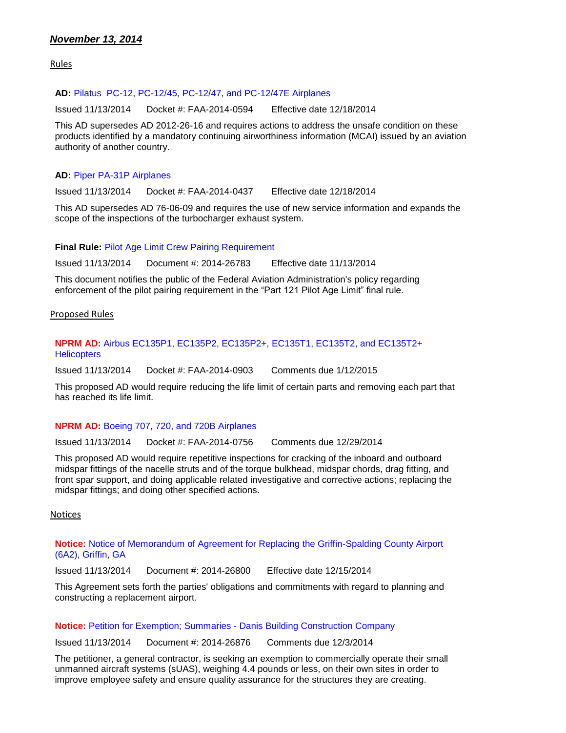***November 13, 2014***

## Rules

**AD:** Pilatus PC-12, PC-12/45, PC-12/47, and PC-12/47E Airplanes

Issued 11/13/2014 Docket #: FAA-2014-0594 Effective date 12/18/2014

This AD supersedes AD 2012-26-16 and requires actions to address the unsafe condition on these products identified by a mandatory continuing airworthiness information (MCAI) issued by an aviation authority of another country.

**AD:** Piper PA-31P Airplanes

Issued 11/13/2014 Docket #: FAA-2014-0437 Effective date 12/18/2014

This AD supersedes AD 76-06-09 and requires the use of new service information and expands the scope of the inspections of the turbocharger exhaust system.

**Final Rule:** Pilot Age Limit Crew Pairing Requirement

Issued 11/13/2014 Document #: 2014-26783 Effective date 11/13/2014

This document notifies the public of the Federal Aviation Administration's policy regarding enforcement of the pilot pairing requirement in the "Part 121 Pilot Age Limit" final rule.

## Proposed Rules

**NPRM AD:** Airbus EC135P1, EC135P2, EC135P2+, EC135T1, EC135T2, and EC135T2+ Helicopters

Issued 11/13/2014 Docket #: FAA-2014-0903 Comments due 1/12/2015

This proposed AD would require reducing the life limit of certain parts and removing each part that has reached its life limit.

**NPRM AD:** Boeing 707, 720, and 720B Airplanes

Issued 11/13/2014 Docket #: FAA-2014-0756 Comments due 12/29/2014

This proposed AD would require repetitive inspections for cracking of the inboard and outboard midspar fittings of the nacelle struts and of the torque bulkhead, midspar chords, drag fitting, and front spar support, and doing applicable related investigative and corrective actions; replacing the midspar fittings; and doing other specified actions.

## Notices

**Notice:** Notice of Memorandum of Agreement for Replacing the Griffin-Spalding County Airport (6A2), Griffin, GA

Issued 11/13/2014 Document #: 2014-26800 Effective date 12/15/2014

This Agreement sets forth the parties' obligations and commitments with regard to planning and constructing a replacement airport.

**Notice:** Petition for Exemption; Summaries - Danis Building Construction Company

Issued 11/13/2014 Document #: 2014-26876 Comments due 12/3/2014

The petitioner, a general contractor, is seeking an exemption to commercially operate their small unmanned aircraft systems (sUAS), weighing 4.4 pounds or less, on their own sites in order to improve employee safety and ensure quality assurance for the structures they are creating.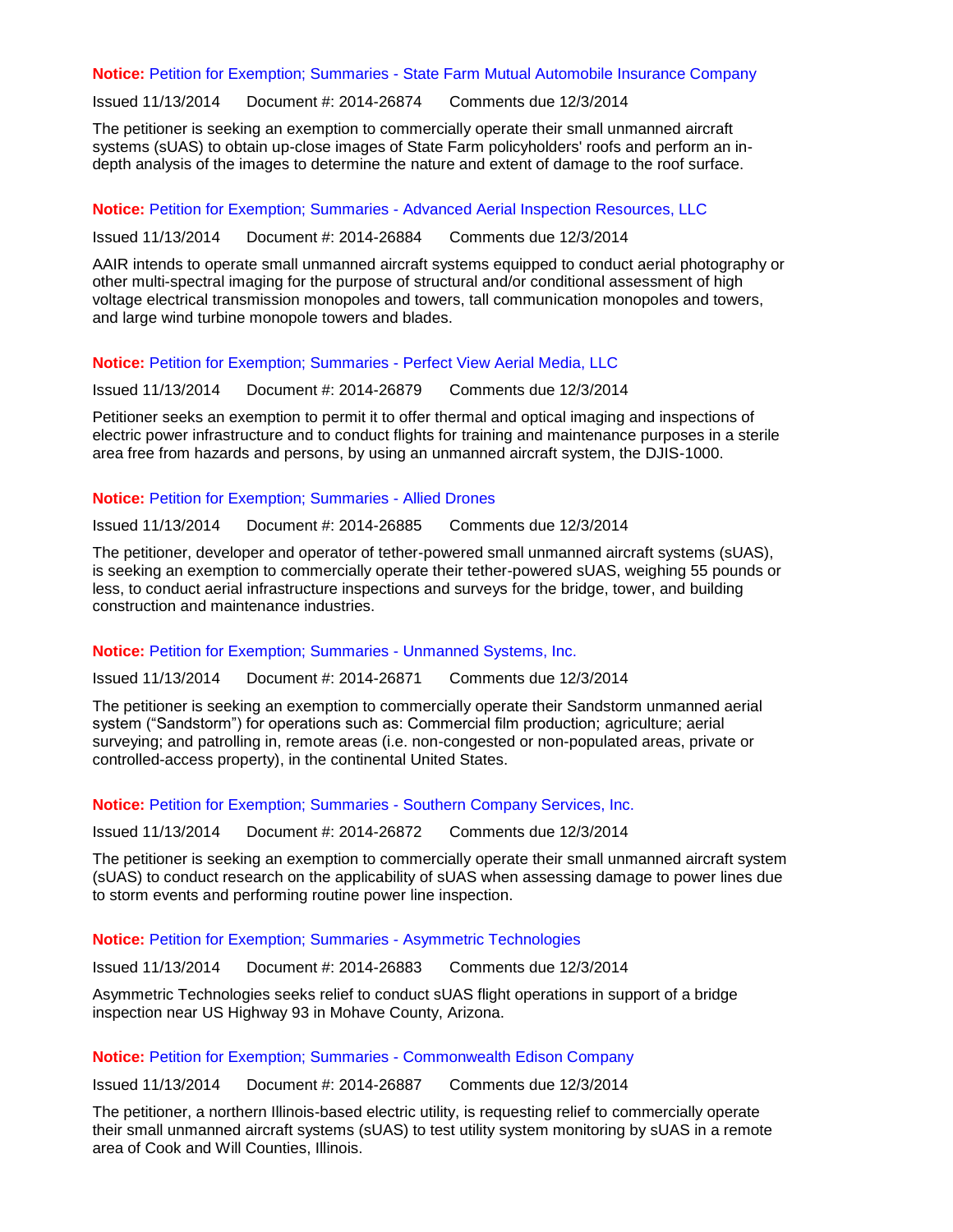**Notice:** Petition for Exemption; Summaries - State Farm Mutual Automobile Insurance Company

Issued 11/13/2014 Document #: 2014-26874 Comments due 12/3/2014

The petitioner is seeking an exemption to commercially operate their small unmanned aircraft systems (sUAS) to obtain up-close images of State Farm policyholders' roofs and perform an in-depth analysis of the images to determine the nature and extent of damage to the roof surface.

**Notice:** Petition for Exemption; Summaries - Advanced Aerial Inspection Resources, LLC

Issued 11/13/2014 Document #: 2014-26884 Comments due 12/3/2014

AAIR intends to operate small unmanned aircraft systems equipped to conduct aerial photography or other multi-spectral imaging for the purpose of structural and/or conditional assessment of high voltage electrical transmission monopoles and towers, tall communication monopoles and towers, and large wind turbine monopole towers and blades.

**Notice:** Petition for Exemption; Summaries - Perfect View Aerial Media, LLC

Issued 11/13/2014 Document #: 2014-26879 Comments due 12/3/2014

Petitioner seeks an exemption to permit it to offer thermal and optical imaging and inspections of electric power infrastructure and to conduct flights for training and maintenance purposes in a sterile area free from hazards and persons, by using an unmanned aircraft system, the DJIS-1000.

**Notice:** Petition for Exemption; Summaries - Allied Drones

Issued 11/13/2014 Document #: 2014-26885 Comments due 12/3/2014

The petitioner, developer and operator of tether-powered small unmanned aircraft systems (sUAS), is seeking an exemption to commercially operate their tether-powered sUAS, weighing 55 pounds or less, to conduct aerial infrastructure inspections and surveys for the bridge, tower, and building construction and maintenance industries.

**Notice:** Petition for Exemption; Summaries - Unmanned Systems, Inc.

Issued 11/13/2014 Document #: 2014-26871 Comments due 12/3/2014

The petitioner is seeking an exemption to commercially operate their Sandstorm unmanned aerial system (“Sandstorm”) for operations such as: Commercial film production; agriculture; aerial surveying; and patrolling in, remote areas (i.e. non-congested or non-populated areas, private or controlled-access property), in the continental United States.

**Notice:** Petition for Exemption; Summaries - Southern Company Services, Inc.

Issued 11/13/2014 Document #: 2014-26872 Comments due 12/3/2014

The petitioner is seeking an exemption to commercially operate their small unmanned aircraft system (sUAS) to conduct research on the applicability of sUAS when assessing damage to power lines due to storm events and performing routine power line inspection.

**Notice:** Petition for Exemption; Summaries - Asymmetric Technologies

Issued 11/13/2014 Document #: 2014-26883 Comments due 12/3/2014

Asymmetric Technologies seeks relief to conduct sUAS flight operations in support of a bridge inspection near US Highway 93 in Mohave County, Arizona.

**Notice:** Petition for Exemption; Summaries - Commonwealth Edison Company

Issued 11/13/2014 Document #: 2014-26887 Comments due 12/3/2014

The petitioner, a northern Illinois-based electric utility, is requesting relief to commercially operate their small unmanned aircraft systems (sUAS) to test utility system monitoring by sUAS in a remote area of Cook and Will Counties, Illinois.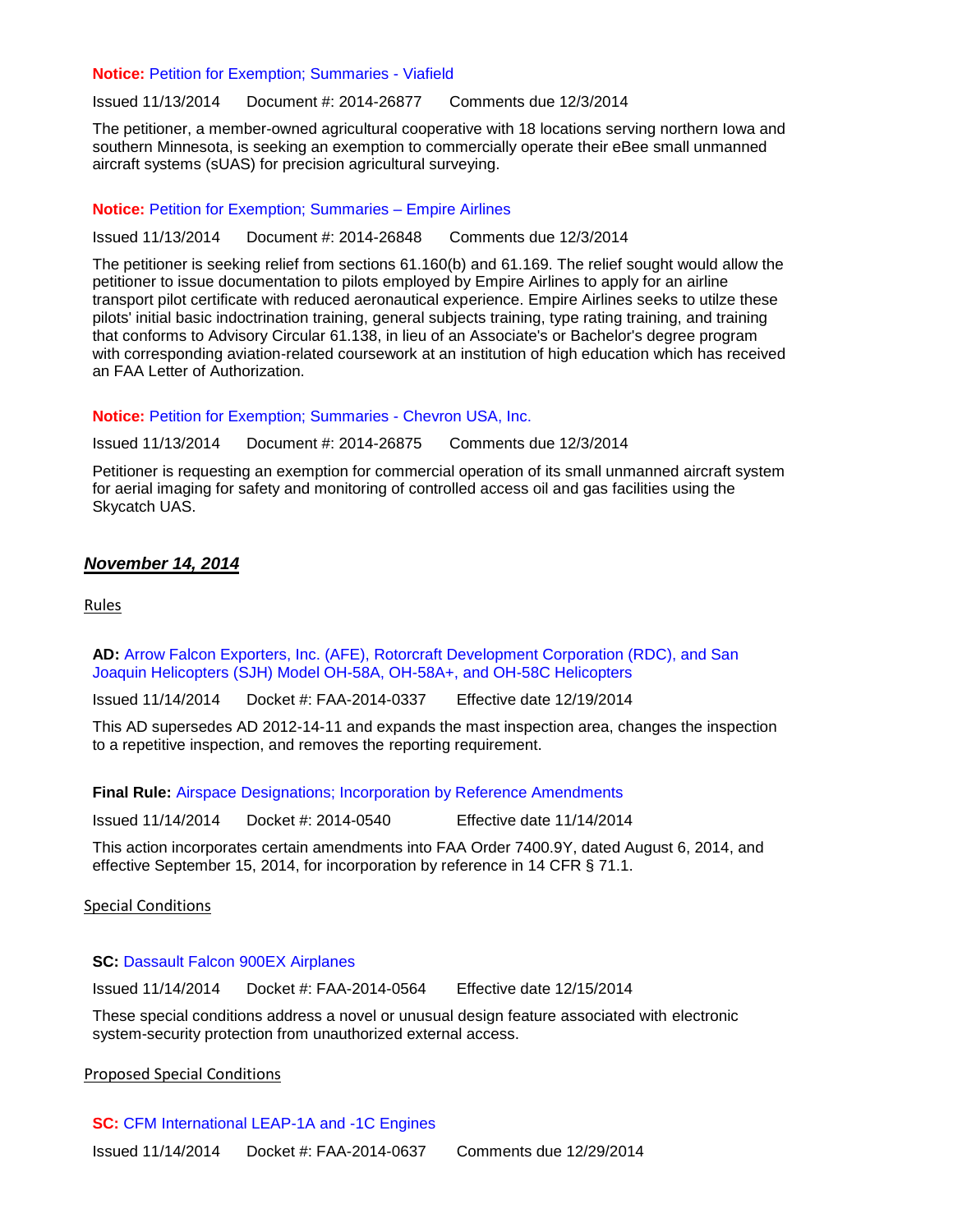**Notice:** Petition for Exemption; Summaries - Viafield

Issued 11/13/2014 Document #: 2014-26877 Comments due 12/3/2014

The petitioner, a member-owned agricultural cooperative with 18 locations serving northern Iowa and southern Minnesota, is seeking an exemption to commercially operate their eBee small unmanned aircraft systems (sUAS) for precision agricultural surveying.

**Notice:** Petition for Exemption; Summaries – Empire Airlines

Issued 11/13/2014 Document #: 2014-26848 Comments due 12/3/2014

The petitioner is seeking relief from sections 61.160(b) and 61.169. The relief sought would allow the petitioner to issue documentation to pilots employed by Empire Airlines to apply for an airline transport pilot certificate with reduced aeronautical experience. Empire Airlines seeks to utilze these pilots' initial basic indoctrination training, general subjects training, type rating training, and training that conforms to Advisory Circular 61.138, in lieu of an Associate's or Bachelor's degree program with corresponding aviation-related coursework at an institution of high education which has received an FAA Letter of Authorization.

**Notice:** Petition for Exemption; Summaries - Chevron USA, Inc.

Issued 11/13/2014 Document #: 2014-26875 Comments due 12/3/2014

Petitioner is requesting an exemption for commercial operation of its small unmanned aircraft system for aerial imaging for safety and monitoring of controlled access oil and gas facilities using the Skycatch UAS.

## ***November 14, 2014***

### Rules

**AD:** Arrow Falcon Exporters, Inc. (AFE), Rotorcraft Development Corporation (RDC), and San Joaquin Helicopters (SJH) Model OH-58A, OH-58A+, and OH-58C Helicopters

Issued 11/14/2014 Docket #: FAA-2014-0337 Effective date 12/19/2014

This AD supersedes AD 2012-14-11 and expands the mast inspection area, changes the inspection to a repetitive inspection, and removes the reporting requirement.

**Final Rule:** Airspace Designations; Incorporation by Reference Amendments

Issued 11/14/2014 Docket #: 2014-0540 Effective date 11/14/2014

This action incorporates certain amendments into FAA Order 7400.9Y, dated August 6, 2014, and effective September 15, 2014, for incorporation by reference in 14 CFR § 71.1.

### Special Conditions

**SC:** Dassault Falcon 900EX Airplanes

Issued 11/14/2014 Docket #: FAA-2014-0564 Effective date 12/15/2014

These special conditions address a novel or unusual design feature associated with electronic system-security protection from unauthorized external access.

### Proposed Special Conditions

**SC:** CFM International LEAP-1A and -1C Engines

Issued 11/14/2014 Docket #: FAA-2014-0637 Comments due 12/29/2014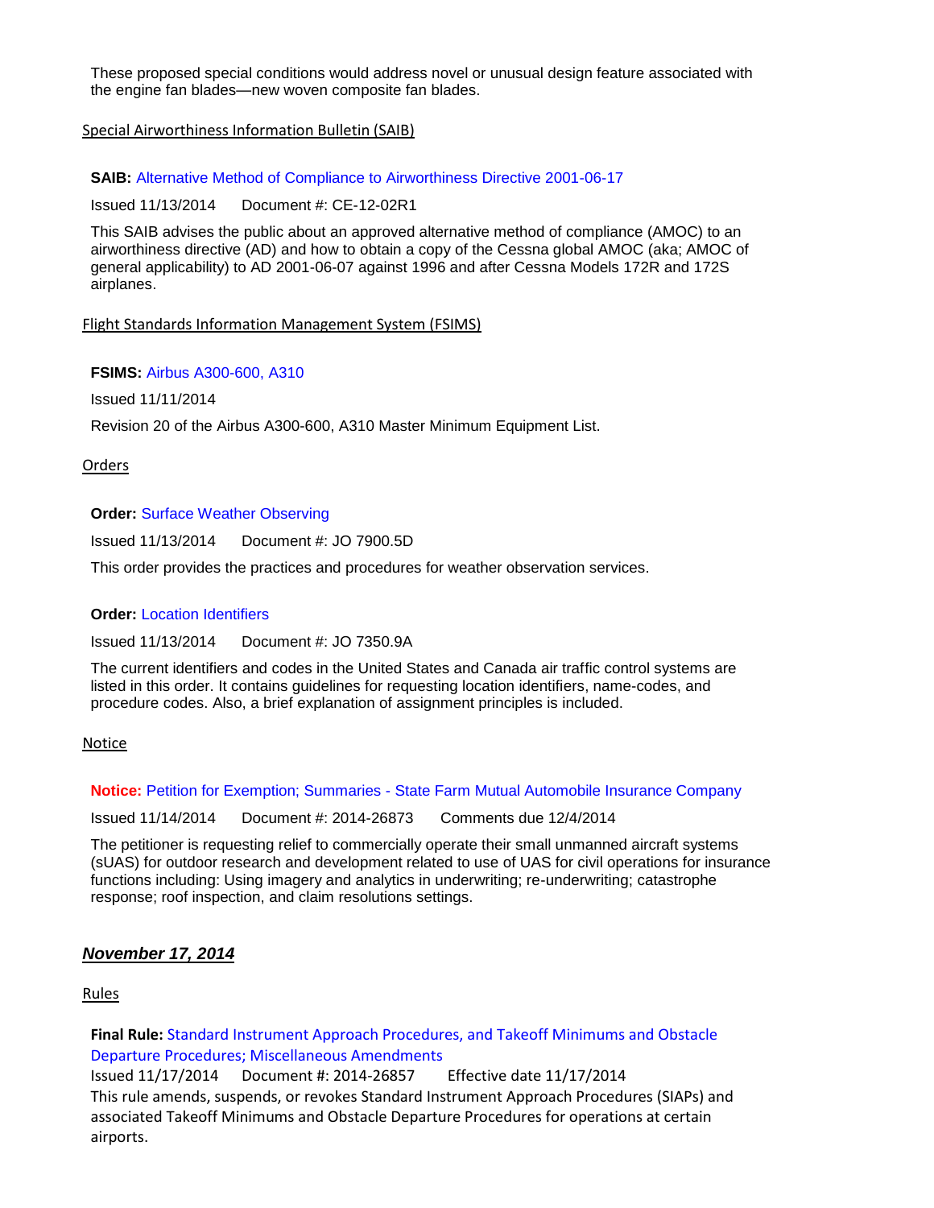These proposed special conditions would address novel or unusual design feature associated with the engine fan blades—new woven composite fan blades.

Special Airworthiness Information Bulletin (SAIB)

**SAIB:** Alternative Method of Compliance to Airworthiness Directive 2001-06-17

Issued 11/13/2014     Document #: CE-12-02R1

This SAIB advises the public about an approved alternative method of compliance (AMOC) to an airworthiness directive (AD) and how to obtain a copy of the Cessna global AMOC (aka; AMOC of general applicability) to AD 2001-06-07 against 1996 and after Cessna Models 172R and 172S airplanes.

Flight Standards Information Management System (FSIMS)

**FSIMS:** Airbus A300-600, A310

Issued 11/11/2014

Revision 20 of the Airbus A300-600, A310 Master Minimum Equipment List.

Orders

**Order:** Surface Weather Observing

Issued 11/13/2014     Document #: JO 7900.5D

This order provides the practices and procedures for weather observation services.

**Order:** Location Identifiers

Issued 11/13/2014     Document #: JO 7350.9A

The current identifiers and codes in the United States and Canada air traffic control systems are listed in this order. It contains guidelines for requesting location identifiers, name-codes, and procedure codes. Also, a brief explanation of assignment principles is included.

Notice

**Notice:** Petition for Exemption; Summaries - State Farm Mutual Automobile Insurance Company

Issued 11/14/2014     Document #: 2014-26873     Comments due 12/4/2014

The petitioner is requesting relief to commercially operate their small unmanned aircraft systems (sUAS) for outdoor research and development related to use of UAS for civil operations for insurance functions including: Using imagery and analytics in underwriting; re-underwriting; catastrophe response; roof inspection, and claim resolutions settings.

## ***November 17, 2014***

Rules

**Final Rule:** Standard Instrument Approach Procedures, and Takeoff Minimums and Obstacle Departure Procedures; Miscellaneous Amendments

Issued 11/17/2014     Document #: 2014-26857     Effective date 11/17/2014

This rule amends, suspends, or revokes Standard Instrument Approach Procedures (SIAPs) and associated Takeoff Minimums and Obstacle Departure Procedures for operations at certain airports.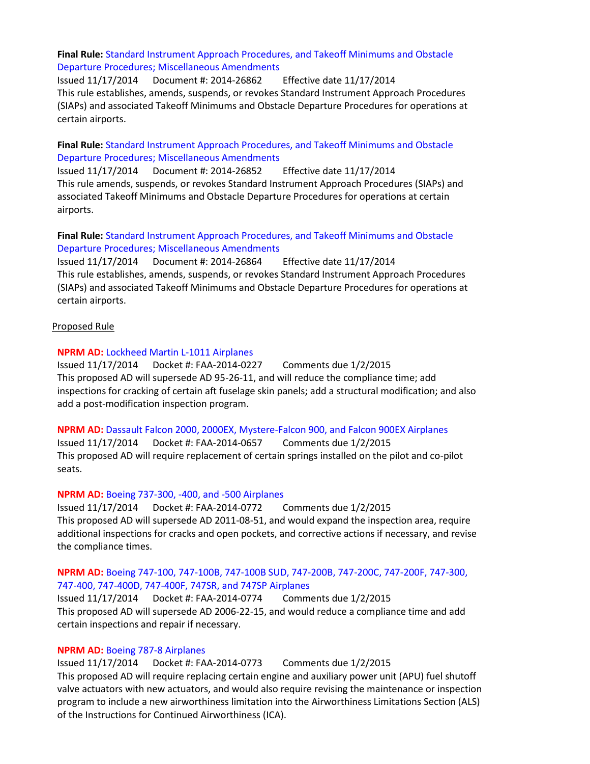**Final Rule:** Standard Instrument Approach Procedures, and Takeoff Minimums and Obstacle Departure Procedures; Miscellaneous Amendments
Issued 11/17/2014 Document #: 2014-26862 Effective date 11/17/2014
This rule establishes, amends, suspends, or revokes Standard Instrument Approach Procedures (SIAPs) and associated Takeoff Minimums and Obstacle Departure Procedures for operations at certain airports.

**Final Rule:** Standard Instrument Approach Procedures, and Takeoff Minimums and Obstacle Departure Procedures; Miscellaneous Amendments
Issued 11/17/2014 Document #: 2014-26852 Effective date 11/17/2014
This rule amends, suspends, or revokes Standard Instrument Approach Procedures (SIAPs) and associated Takeoff Minimums and Obstacle Departure Procedures for operations at certain airports.

**Final Rule:** Standard Instrument Approach Procedures, and Takeoff Minimums and Obstacle Departure Procedures; Miscellaneous Amendments
Issued 11/17/2014 Document #: 2014-26864 Effective date 11/17/2014
This rule establishes, amends, suspends, or revokes Standard Instrument Approach Procedures (SIAPs) and associated Takeoff Minimums and Obstacle Departure Procedures for operations at certain airports.

Proposed Rule

**NPRM AD:** Lockheed Martin L-1011 Airplanes
Issued 11/17/2014 Docket #: FAA-2014-0227 Comments due 1/2/2015
This proposed AD will supersede AD 95-26-11, and will reduce the compliance time; add inspections for cracking of certain aft fuselage skin panels; add a structural modification; and also add a post-modification inspection program.

**NPRM AD:** Dassault Falcon 2000, 2000EX, Mystere-Falcon 900, and Falcon 900EX Airplanes
Issued 11/17/2014 Docket #: FAA-2014-0657 Comments due 1/2/2015
This proposed AD will require replacement of certain springs installed on the pilot and co-pilot seats.

**NPRM AD:** Boeing 737-300, -400, and -500 Airplanes
Issued 11/17/2014 Docket #: FAA-2014-0772 Comments due 1/2/2015
This proposed AD will supersede AD 2011-08-51, and would expand the inspection area, require additional inspections for cracks and open pockets, and corrective actions if necessary, and revise the compliance times.

**NPRM AD:** Boeing 747-100, 747-100B, 747-100B SUD, 747-200B, 747-200C, 747-200F, 747-300, 747-400, 747-400D, 747-400F, 747SR, and 747SP Airplanes
Issued 11/17/2014 Docket #: FAA-2014-0774 Comments due 1/2/2015
This proposed AD will supersede AD 2006-22-15, and would reduce a compliance time and add certain inspections and repair if necessary.

**NPRM AD:** Boeing 787-8 Airplanes
Issued 11/17/2014 Docket #: FAA-2014-0773 Comments due 1/2/2015
This proposed AD will require replacing certain engine and auxiliary power unit (APU) fuel shutoff valve actuators with new actuators, and would also require revising the maintenance or inspection program to include a new airworthiness limitation into the Airworthiness Limitations Section (ALS) of the Instructions for Continued Airworthiness (ICA).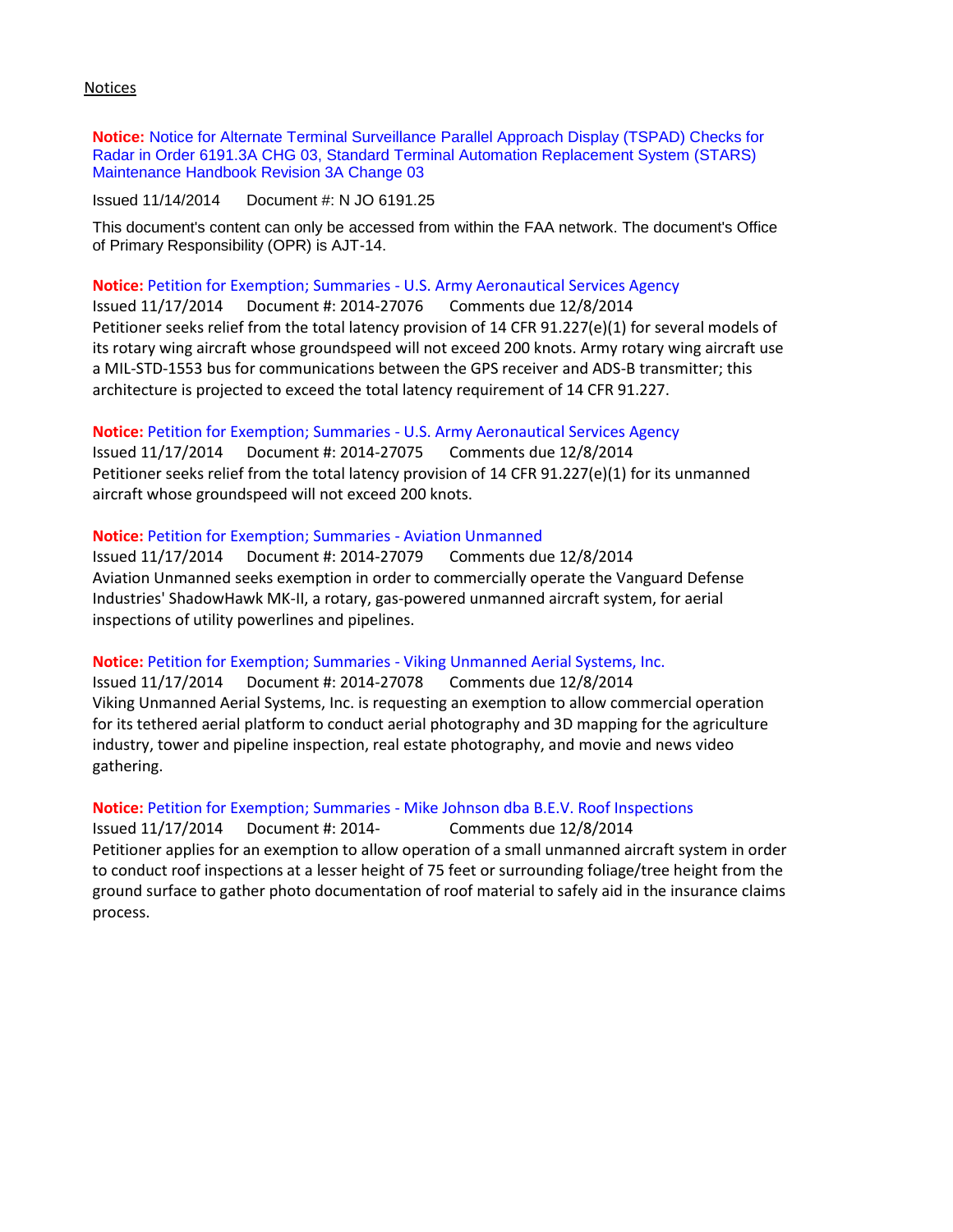Notices

**Notice:** Notice for Alternate Terminal Surveillance Parallel Approach Display (TSPAD) Checks for Radar in Order 6191.3A CHG 03, Standard Terminal Automation Replacement System (STARS) Maintenance Handbook Revision 3A Change 03

Issued 11/14/2014 Document #: N JO 6191.25

This document's content can only be accessed from within the FAA network. The document's Office of Primary Responsibility (OPR) is AJT-14.

**Notice:** Petition for Exemption; Summaries - U.S. Army Aeronautical Services Agency

Issued 11/17/2014 Document #: 2014-27076 Comments due 12/8/2014

Petitioner seeks relief from the total latency provision of 14 CFR 91.227(e)(1) for several models of its rotary wing aircraft whose groundspeed will not exceed 200 knots. Army rotary wing aircraft use a MIL-STD-1553 bus for communications between the GPS receiver and ADS-B transmitter; this architecture is projected to exceed the total latency requirement of 14 CFR 91.227.

**Notice:** Petition for Exemption; Summaries - U.S. Army Aeronautical Services Agency

Issued 11/17/2014 Document #: 2014-27075 Comments due 12/8/2014

Petitioner seeks relief from the total latency provision of 14 CFR 91.227(e)(1) for its unmanned aircraft whose groundspeed will not exceed 200 knots.

**Notice:** Petition for Exemption; Summaries - Aviation Unmanned

Issued 11/17/2014 Document #: 2014-27079 Comments due 12/8/2014

Aviation Unmanned seeks exemption in order to commercially operate the Vanguard Defense Industries' ShadowHawk MK-II, a rotary, gas-powered unmanned aircraft system, for aerial inspections of utility powerlines and pipelines.

**Notice:** Petition for Exemption; Summaries - Viking Unmanned Aerial Systems, Inc.

Issued 11/17/2014 Document #: 2014-27078 Comments due 12/8/2014

Viking Unmanned Aerial Systems, Inc. is requesting an exemption to allow commercial operation for its tethered aerial platform to conduct aerial photography and 3D mapping for the agriculture industry, tower and pipeline inspection, real estate photography, and movie and news video gathering.

**Notice:** Petition for Exemption; Summaries - Mike Johnson dba B.E.V. Roof Inspections

Issued 11/17/2014 Document #: 2014- Comments due 12/8/2014

Petitioner applies for an exemption to allow operation of a small unmanned aircraft system in order to conduct roof inspections at a lesser height of 75 feet or surrounding foliage/tree height from the ground surface to gather photo documentation of roof material to safely aid in the insurance claims process.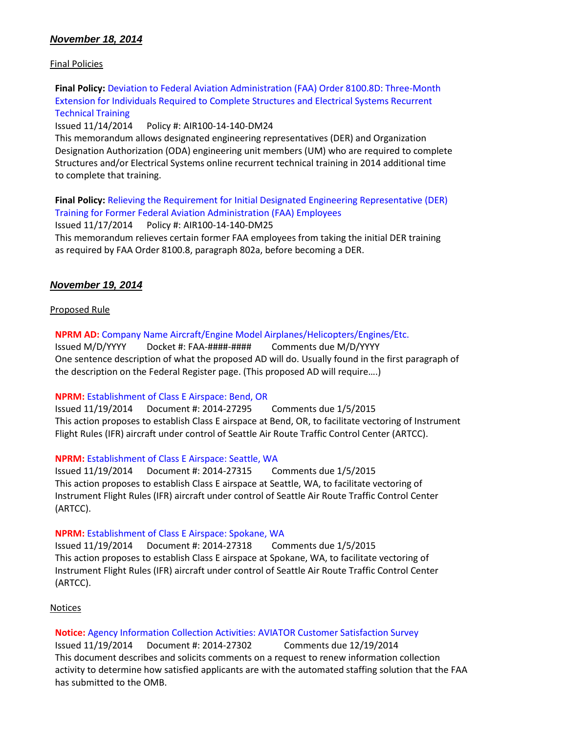### ***November 18, 2014***

Final Policies

**Final Policy:** Deviation to Federal Aviation Administration (FAA) Order 8100.8D: Three-Month Extension for Individuals Required to Complete Structures and Electrical Systems Recurrent Technical Training
Issued 11/14/2014 Policy #: AIR100-14-140-DM24
This memorandum allows designated engineering representatives (DER) and Organization Designation Authorization (ODA) engineering unit members (UM) who are required to complete Structures and/or Electrical Systems online recurrent technical training in 2014 additional time to complete that training.

**Final Policy:** Relieving the Requirement for Initial Designated Engineering Representative (DER) Training for Former Federal Aviation Administration (FAA) Employees
Issued 11/17/2014 Policy #: AIR100-14-140-DM25
This memorandum relieves certain former FAA employees from taking the initial DER training as required by FAA Order 8100.8, paragraph 802a, before becoming a DER.

### ***November 19, 2014***

Proposed Rule

**NPRM AD:** Company Name Aircraft/Engine Model Airplanes/Helicopters/Engines/Etc.
Issued M/D/YYYY Docket #: FAA-####-#### Comments due M/D/YYYY
One sentence description of what the proposed AD will do. Usually found in the first paragraph of the description on the Federal Register page. (This proposed AD will require….)

**NPRM:** Establishment of Class E Airspace: Bend, OR
Issued 11/19/2014 Document #: 2014-27295 Comments due 1/5/2015
This action proposes to establish Class E airspace at Bend, OR, to facilitate vectoring of Instrument Flight Rules (IFR) aircraft under control of Seattle Air Route Traffic Control Center (ARTCC).

**NPRM:** Establishment of Class E Airspace: Seattle, WA
Issued 11/19/2014 Document #: 2014-27315 Comments due 1/5/2015
This action proposes to establish Class E airspace at Seattle, WA, to facilitate vectoring of Instrument Flight Rules (IFR) aircraft under control of Seattle Air Route Traffic Control Center (ARTCC).

**NPRM:** Establishment of Class E Airspace: Spokane, WA
Issued 11/19/2014 Document #: 2014-27318 Comments due 1/5/2015
This action proposes to establish Class E airspace at Spokane, WA, to facilitate vectoring of Instrument Flight Rules (IFR) aircraft under control of Seattle Air Route Traffic Control Center (ARTCC).

Notices

**Notice:** Agency Information Collection Activities: AVIATOR Customer Satisfaction Survey
Issued 11/19/2014 Document #: 2014-27302 Comments due 12/19/2014
This document describes and solicits comments on a request to renew information collection activity to determine how satisfied applicants are with the automated staffing solution that the FAA has submitted to the OMB.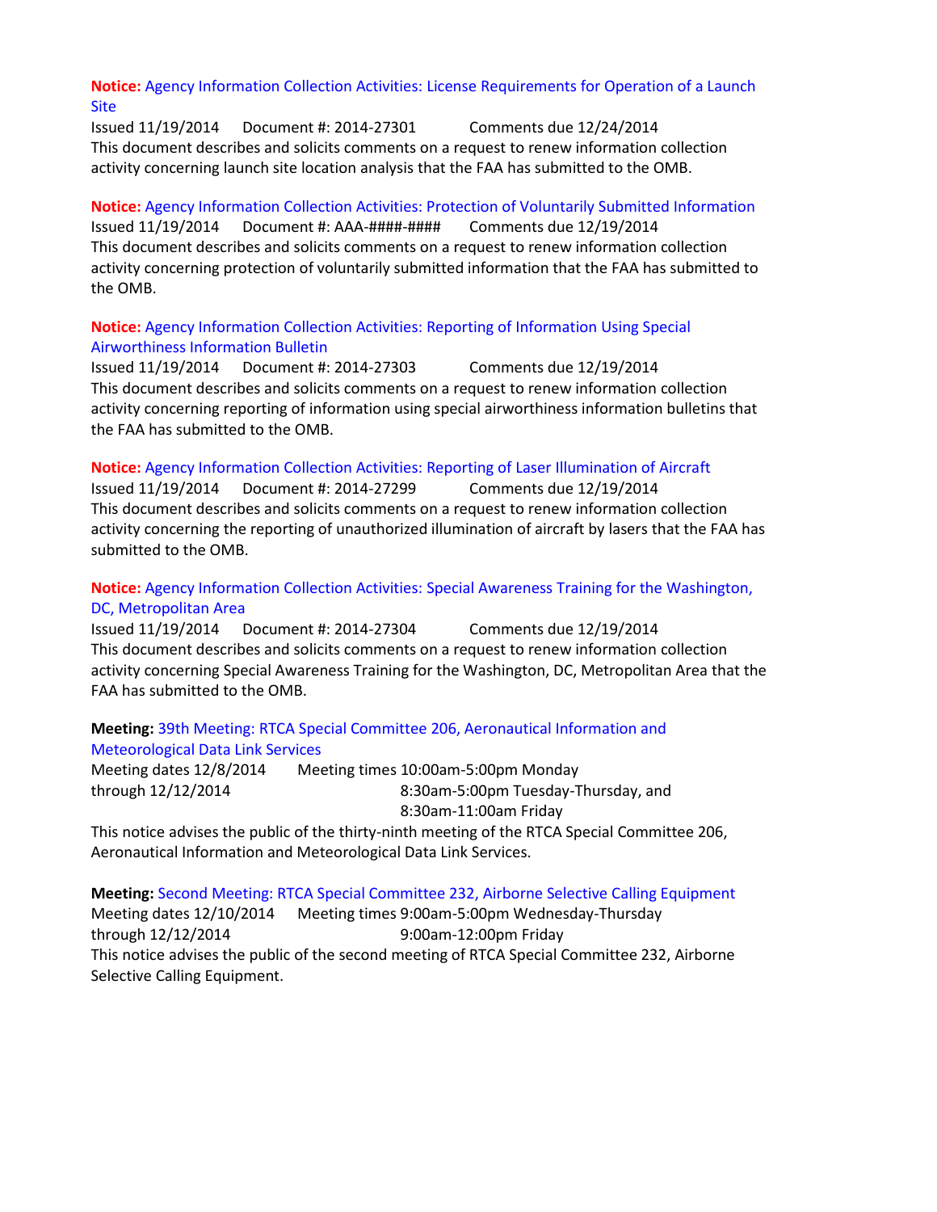**Notice:** Agency Information Collection Activities: License Requirements for Operation of a Launch Site
Issued 11/19/2014 Document #: 2014-27301 Comments due 12/24/2014
This document describes and solicits comments on a request to renew information collection activity concerning launch site location analysis that the FAA has submitted to the OMB.

**Notice:** Agency Information Collection Activities: Protection of Voluntarily Submitted Information
Issued 11/19/2014 Document #: AAA-####-#### Comments due 12/19/2014
This document describes and solicits comments on a request to renew information collection activity concerning protection of voluntarily submitted information that the FAA has submitted to the OMB.

**Notice:** Agency Information Collection Activities: Reporting of Information Using Special Airworthiness Information Bulletin
Issued 11/19/2014 Document #: 2014-27303 Comments due 12/19/2014
This document describes and solicits comments on a request to renew information collection activity concerning reporting of information using special airworthiness information bulletins that the FAA has submitted to the OMB.

**Notice:** Agency Information Collection Activities: Reporting of Laser Illumination of Aircraft
Issued 11/19/2014 Document #: 2014-27299 Comments due 12/19/2014
This document describes and solicits comments on a request to renew information collection activity concerning the reporting of unauthorized illumination of aircraft by lasers that the FAA has submitted to the OMB.

**Notice:** Agency Information Collection Activities: Special Awareness Training for the Washington, DC, Metropolitan Area
Issued 11/19/2014 Document #: 2014-27304 Comments due 12/19/2014
This document describes and solicits comments on a request to renew information collection activity concerning Special Awareness Training for the Washington, DC, Metropolitan Area that the FAA has submitted to the OMB.

**Meeting:** 39th Meeting: RTCA Special Committee 206, Aeronautical Information and Meteorological Data Link Services
Meeting dates 12/8/2014 through 12/12/2014
Meeting times 10:00am-5:00pm Monday
8:30am-5:00pm Tuesday-Thursday, and
8:30am-11:00am Friday
This notice advises the public of the thirty-ninth meeting of the RTCA Special Committee 206, Aeronautical Information and Meteorological Data Link Services.

**Meeting:** Second Meeting: RTCA Special Committee 232, Airborne Selective Calling Equipment
Meeting dates 12/10/2014 through 12/12/2014
Meeting times 9:00am-5:00pm Wednesday-Thursday
9:00am-12:00pm Friday
This notice advises the public of the second meeting of RTCA Special Committee 232, Airborne Selective Calling Equipment.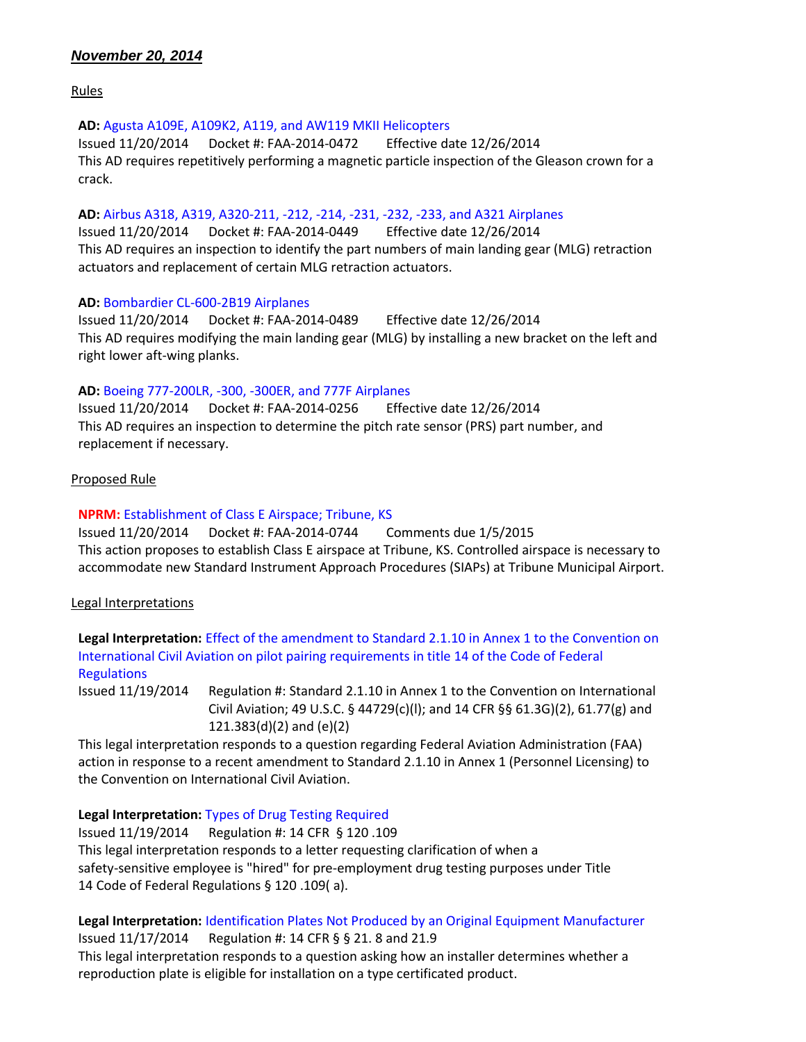***November 20, 2014***

Rules

**AD:** Agusta A109E, A109K2, A119, and AW119 MKII Helicopters
Issued 11/20/2014  Docket #: FAA-2014-0472  Effective date 12/26/2014
This AD requires repetitively performing a magnetic particle inspection of the Gleason crown for a crack.

**AD:** Airbus A318, A319, A320-211, -212, -214, -231, -232, -233, and A321 Airplanes
Issued 11/20/2014  Docket #: FAA-2014-0449  Effective date 12/26/2014
This AD requires an inspection to identify the part numbers of main landing gear (MLG) retraction actuators and replacement of certain MLG retraction actuators.

**AD:** Bombardier CL-600-2B19 Airplanes
Issued 11/20/2014  Docket #: FAA-2014-0489  Effective date 12/26/2014
This AD requires modifying the main landing gear (MLG) by installing a new bracket on the left and right lower aft-wing planks.

**AD:** Boeing 777-200LR, -300, -300ER, and 777F Airplanes
Issued 11/20/2014  Docket #: FAA-2014-0256  Effective date 12/26/2014
This AD requires an inspection to determine the pitch rate sensor (PRS) part number, and replacement if necessary.

Proposed Rule

**NPRM:** Establishment of Class E Airspace; Tribune, KS
Issued 11/20/2014  Docket #: FAA-2014-0744  Comments due 1/5/2015
This action proposes to establish Class E airspace at Tribune, KS. Controlled airspace is necessary to accommodate new Standard Instrument Approach Procedures (SIAPs) at Tribune Municipal Airport.

Legal Interpretations

**Legal Interpretation:** Effect of the amendment to Standard 2.1.10 in Annex 1 to the Convention on International Civil Aviation on pilot pairing requirements in title 14 of the Code of Federal Regulations
Issued 11/19/2014  Regulation #: Standard 2.1.10 in Annex 1 to the Convention on International Civil Aviation; 49 U.S.C. § 44729(c)(l); and 14 CFR §§ 61.3G)(2), 61.77(g) and 121.383(d)(2) and (e)(2)
This legal interpretation responds to a question regarding Federal Aviation Administration (FAA) action in response to a recent amendment to Standard 2.1.10 in Annex 1 (Personnel Licensing) to the Convention on International Civil Aviation.

**Legal Interpretation:** Types of Drug Testing Required
Issued 11/19/2014  Regulation #: 14 CFR § 120 .109
This legal interpretation responds to a letter requesting clarification of when a safety-sensitive employee is "hired" for pre-employment drug testing purposes under Title 14 Code of Federal Regulations § 120 .109( a).

**Legal Interpretation:** Identification Plates Not Produced by an Original Equipment Manufacturer
Issued 11/17/2014  Regulation #: 14 CFR § § 21. 8 and 21.9
This legal interpretation responds to a question asking how an installer determines whether a reproduction plate is eligible for installation on a type certificated product.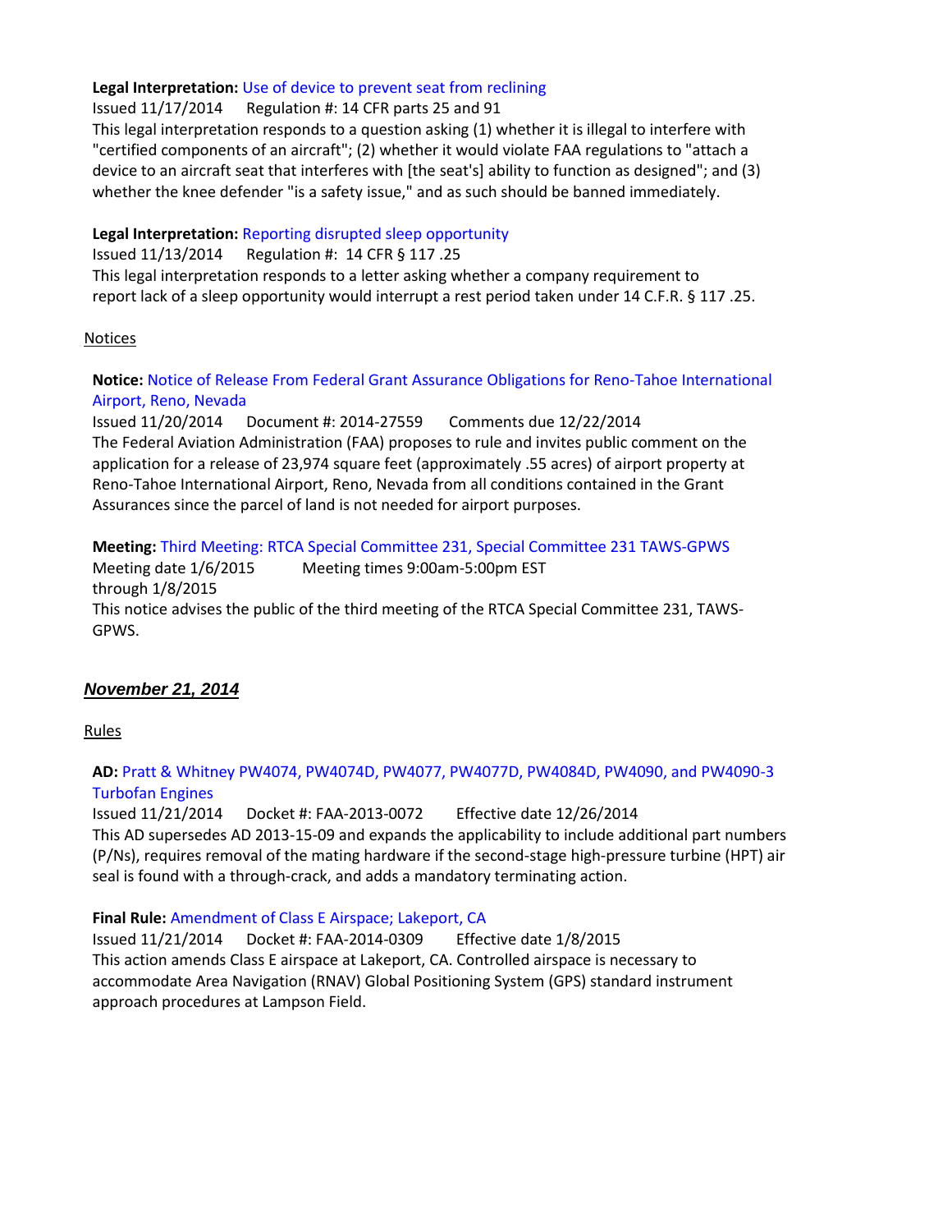**Legal Interpretation:** Use of device to prevent seat from reclining

Issued 11/17/2014 Regulation #: 14 CFR parts 25 and 91

This legal interpretation responds to a question asking (1) whether it is illegal to interfere with "certified components of an aircraft"; (2) whether it would violate FAA regulations to "attach a device to an aircraft seat that interferes with [the seat's] ability to function as designed"; and (3) whether the knee defender "is a safety issue," and as such should be banned immediately.

**Legal Interpretation:** Reporting disrupted sleep opportunity

Issued 11/13/2014 Regulation #: 14 CFR § 117 .25

This legal interpretation responds to a letter asking whether a company requirement to report lack of a sleep opportunity would interrupt a rest period taken under 14 C.F.R. § 117 .25.

Notices

**Notice:** Notice of Release From Federal Grant Assurance Obligations for Reno-Tahoe International Airport, Reno, Nevada

Issued 11/20/2014 Document #: 2014-27559 Comments due 12/22/2014

The Federal Aviation Administration (FAA) proposes to rule and invites public comment on the application for a release of 23,974 square feet (approximately .55 acres) of airport property at Reno-Tahoe International Airport, Reno, Nevada from all conditions contained in the Grant Assurances since the parcel of land is not needed for airport purposes.

**Meeting:** Third Meeting: RTCA Special Committee 231, Special Committee 231 TAWS-GPWS

Meeting date 1/6/2015 through 1/8/2015 Meeting times 9:00am-5:00pm EST

This notice advises the public of the third meeting of the RTCA Special Committee 231, TAWS-GPWS.

## ***November 21, 2014***

Rules

**AD:** Pratt & Whitney PW4074, PW4074D, PW4077, PW4077D, PW4084D, PW4090, and PW4090-3 Turbofan Engines

Issued 11/21/2014 Docket #: FAA-2013-0072 Effective date 12/26/2014

This AD supersedes AD 2013-15-09 and expands the applicability to include additional part numbers (P/Ns), requires removal of the mating hardware if the second-stage high-pressure turbine (HPT) air seal is found with a through-crack, and adds a mandatory terminating action.

**Final Rule:** Amendment of Class E Airspace; Lakeport, CA

Issued 11/21/2014 Docket #: FAA-2014-0309 Effective date 1/8/2015

This action amends Class E airspace at Lakeport, CA. Controlled airspace is necessary to accommodate Area Navigation (RNAV) Global Positioning System (GPS) standard instrument approach procedures at Lampson Field.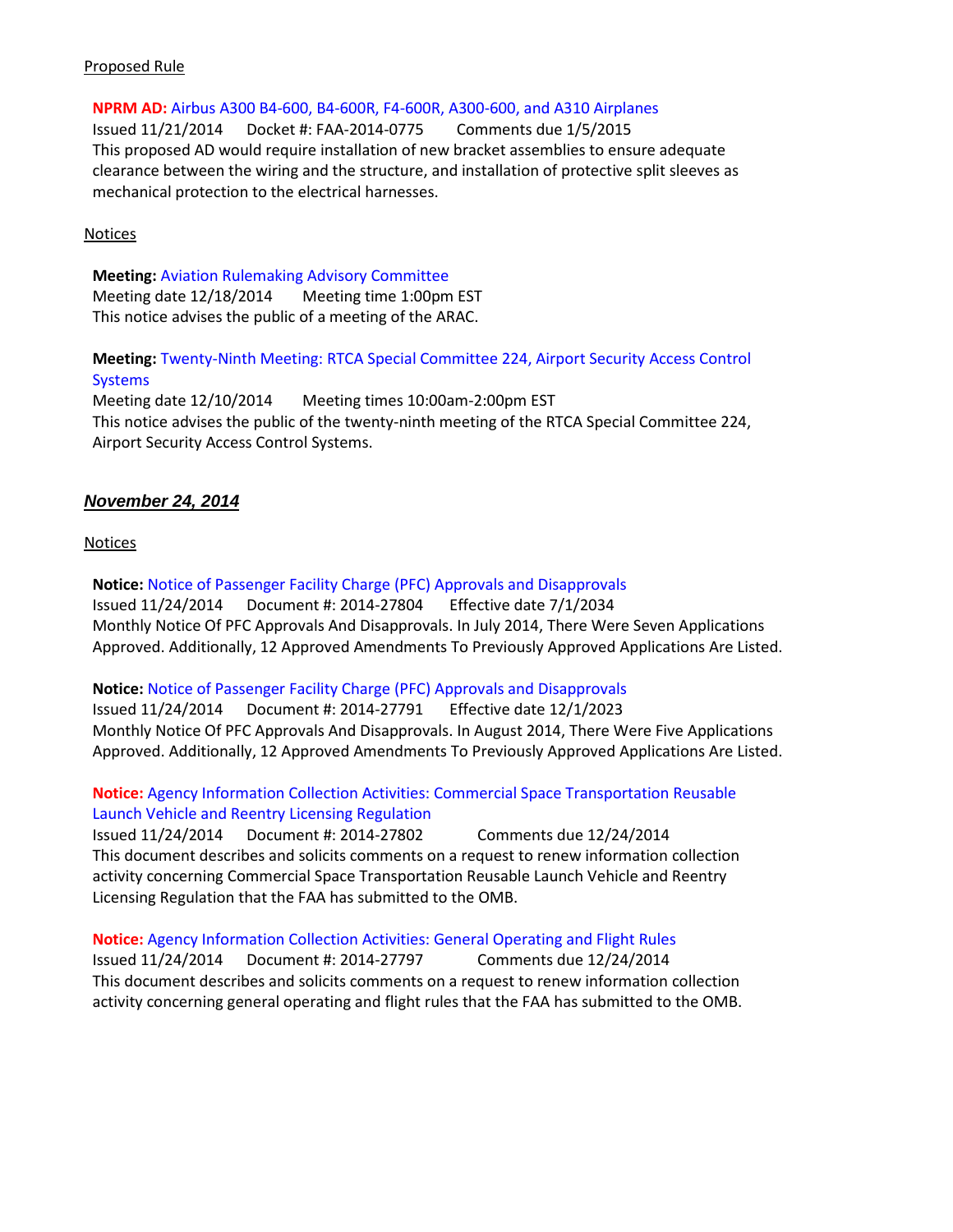Proposed Rule

**NPRM AD:** Airbus A300 B4-600, B4-600R, F4-600R, A300-600, and A310 Airplanes
Issued 11/21/2014 Docket #: FAA-2014-0775 Comments due 1/5/2015
This proposed AD would require installation of new bracket assemblies to ensure adequate clearance between the wiring and the structure, and installation of protective split sleeves as mechanical protection to the electrical harnesses.

Notices

**Meeting:** Aviation Rulemaking Advisory Committee
Meeting date 12/18/2014 Meeting time 1:00pm EST
This notice advises the public of a meeting of the ARAC.

**Meeting:** Twenty-Ninth Meeting: RTCA Special Committee 224, Airport Security Access Control Systems
Meeting date 12/10/2014 Meeting times 10:00am-2:00pm EST
This notice advises the public of the twenty-ninth meeting of the RTCA Special Committee 224, Airport Security Access Control Systems.

## *November 24, 2014*

Notices

**Notice:** Notice of Passenger Facility Charge (PFC) Approvals and Disapprovals
Issued 11/24/2014 Document #: 2014-27804 Effective date 7/1/2034
Monthly Notice Of PFC Approvals And Disapprovals. In July 2014, There Were Seven Applications Approved. Additionally, 12 Approved Amendments To Previously Approved Applications Are Listed.

**Notice:** Notice of Passenger Facility Charge (PFC) Approvals and Disapprovals
Issued 11/24/2014 Document #: 2014-27791 Effective date 12/1/2023
Monthly Notice Of PFC Approvals And Disapprovals. In August 2014, There Were Five Applications Approved. Additionally, 12 Approved Amendments To Previously Approved Applications Are Listed.

**Notice:** Agency Information Collection Activities: Commercial Space Transportation Reusable Launch Vehicle and Reentry Licensing Regulation
Issued 11/24/2014 Document #: 2014-27802 Comments due 12/24/2014
This document describes and solicits comments on a request to renew information collection activity concerning Commercial Space Transportation Reusable Launch Vehicle and Reentry Licensing Regulation that the FAA has submitted to the OMB.

**Notice:** Agency Information Collection Activities: General Operating and Flight Rules
Issued 11/24/2014 Document #: 2014-27797 Comments due 12/24/2014
This document describes and solicits comments on a request to renew information collection activity concerning general operating and flight rules that the FAA has submitted to the OMB.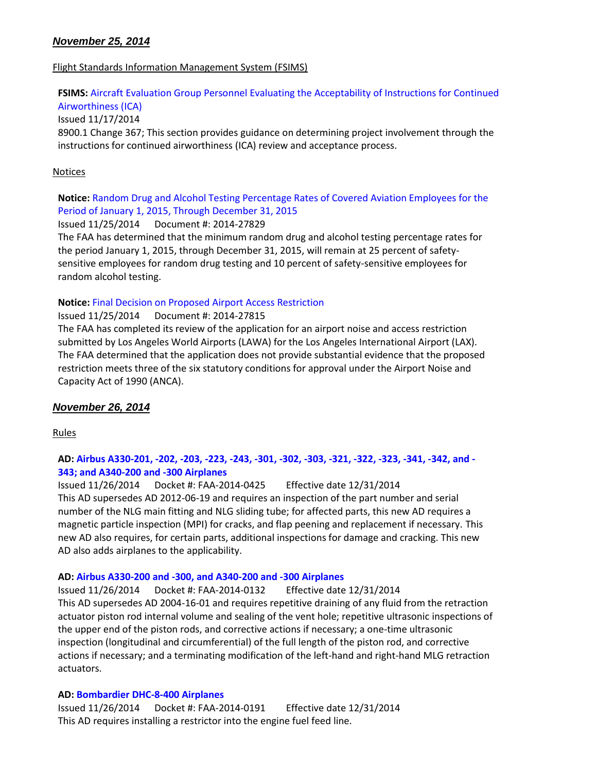## *November 25, 2014*

Flight Standards Information Management System (FSIMS)

**FSIMS:** Aircraft Evaluation Group Personnel Evaluating the Acceptability of Instructions for Continued Airworthiness (ICA)
Issued 11/17/2014
8900.1 Change 367; This section provides guidance on determining project involvement through the instructions for continued airworthiness (ICA) review and acceptance process.

Notices

**Notice:** Random Drug and Alcohol Testing Percentage Rates of Covered Aviation Employees for the Period of January 1, 2015, Through December 31, 2015
Issued 11/25/2014    Document #: 2014-27829
The FAA has determined that the minimum random drug and alcohol testing percentage rates for the period January 1, 2015, through December 31, 2015, will remain at 25 percent of safety-sensitive employees for random drug testing and 10 percent of safety-sensitive employees for random alcohol testing.

**Notice:** Final Decision on Proposed Airport Access Restriction
Issued 11/25/2014    Document #: 2014-27815
The FAA has completed its review of the application for an airport noise and access restriction submitted by Los Angeles World Airports (LAWA) for the Los Angeles International Airport (LAX). The FAA determined that the application does not provide substantial evidence that the proposed restriction meets three of the six statutory conditions for approval under the Airport Noise and Capacity Act of 1990 (ANCA).

## *November 26, 2014*

Rules

**AD: Airbus A330-201, -202, -203, -223, -243, -301, -302, -303, -321, -322, -323, -341, -342, and -343; and A340-200 and -300 Airplanes**
Issued 11/26/2014    Docket #: FAA-2014-0425    Effective date 12/31/2014
This AD supersedes AD 2012-06-19 and requires an inspection of the part number and serial number of the NLG main fitting and NLG sliding tube; for affected parts, this new AD requires a magnetic particle inspection (MPI) for cracks, and flap peening and replacement if necessary. This new AD also requires, for certain parts, additional inspections for damage and cracking. This new AD also adds airplanes to the applicability.

**AD: Airbus A330-200 and -300, and A340-200 and -300 Airplanes**
Issued 11/26/2014    Docket #: FAA-2014-0132    Effective date 12/31/2014
This AD supersedes AD 2004-16-01 and requires repetitive draining of any fluid from the retraction actuator piston rod internal volume and sealing of the vent hole; repetitive ultrasonic inspections of the upper end of the piston rods, and corrective actions if necessary; a one-time ultrasonic inspection (longitudinal and circumferential) of the full length of the piston rod, and corrective actions if necessary; and a terminating modification of the left-hand and right-hand MLG retraction actuators.

**AD: Bombardier DHC-8-400 Airplanes**
Issued 11/26/2014    Docket #: FAA-2014-0191    Effective date 12/31/2014
This AD requires installing a restrictor into the engine fuel feed line.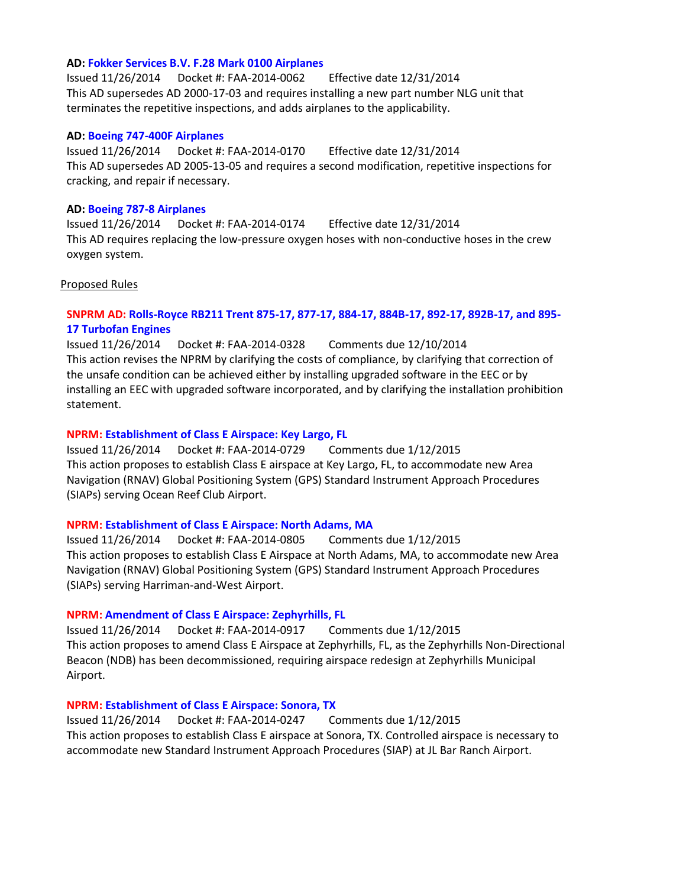**AD: Fokker Services B.V. F.28 Mark 0100 Airplanes**
Issued 11/26/2014 Docket #: FAA-2014-0062 Effective date 12/31/2014
This AD supersedes AD 2000-17-03 and requires installing a new part number NLG unit that terminates the repetitive inspections, and adds airplanes to the applicability.

**AD: Boeing 747-400F Airplanes**
Issued 11/26/2014 Docket #: FAA-2014-0170 Effective date 12/31/2014
This AD supersedes AD 2005-13-05 and requires a second modification, repetitive inspections for cracking, and repair if necessary.

**AD: Boeing 787-8 Airplanes**
Issued 11/26/2014 Docket #: FAA-2014-0174 Effective date 12/31/2014
This AD requires replacing the low-pressure oxygen hoses with non-conductive hoses in the crew oxygen system.

Proposed Rules

**SNPRM AD: Rolls-Royce RB211 Trent 875-17, 877-17, 884-17, 884B-17, 892-17, 892B-17, and 895-17 Turbofan Engines**
Issued 11/26/2014 Docket #: FAA-2014-0328 Comments due 12/10/2014
This action revises the NPRM by clarifying the costs of compliance, by clarifying that correction of the unsafe condition can be achieved either by installing upgraded software in the EEC or by installing an EEC with upgraded software incorporated, and by clarifying the installation prohibition statement.

**NPRM: Establishment of Class E Airspace: Key Largo, FL**
Issued 11/26/2014 Docket #: FAA-2014-0729 Comments due 1/12/2015
This action proposes to establish Class E airspace at Key Largo, FL, to accommodate new Area Navigation (RNAV) Global Positioning System (GPS) Standard Instrument Approach Procedures (SIAPs) serving Ocean Reef Club Airport.

**NPRM: Establishment of Class E Airspace: North Adams, MA**
Issued 11/26/2014 Docket #: FAA-2014-0805 Comments due 1/12/2015
This action proposes to establish Class E Airspace at North Adams, MA, to accommodate new Area Navigation (RNAV) Global Positioning System (GPS) Standard Instrument Approach Procedures (SIAPs) serving Harriman-and-West Airport.

**NPRM: Amendment of Class E Airspace: Zephyrhills, FL**
Issued 11/26/2014 Docket #: FAA-2014-0917 Comments due 1/12/2015
This action proposes to amend Class E Airspace at Zephyrhills, FL, as the Zephyrhills Non-Directional Beacon (NDB) has been decommissioned, requiring airspace redesign at Zephyrhills Municipal Airport.

**NPRM: Establishment of Class E Airspace: Sonora, TX**
Issued 11/26/2014 Docket #: FAA-2014-0247 Comments due 1/12/2015
This action proposes to establish Class E airspace at Sonora, TX. Controlled airspace is necessary to accommodate new Standard Instrument Approach Procedures (SIAP) at JL Bar Ranch Airport.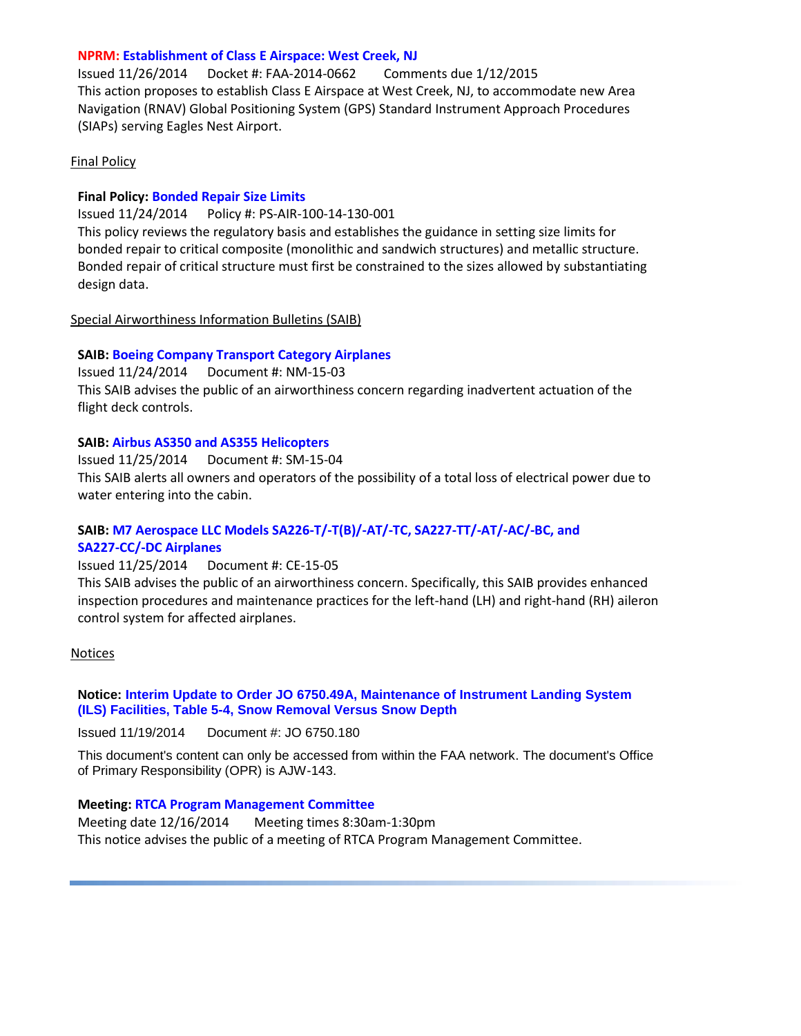**NPRM: Establishment of Class E Airspace: West Creek, NJ**

Issued 11/26/2014 Docket #: FAA-2014-0662 Comments due 1/12/2015

This action proposes to establish Class E Airspace at West Creek, NJ, to accommodate new Area Navigation (RNAV) Global Positioning System (GPS) Standard Instrument Approach Procedures (SIAPs) serving Eagles Nest Airport.

Final Policy

**Final Policy: Bonded Repair Size Limits**

Issued 11/24/2014 Policy #: PS-AIR-100-14-130-001

This policy reviews the regulatory basis and establishes the guidance in setting size limits for bonded repair to critical composite (monolithic and sandwich structures) and metallic structure. Bonded repair of critical structure must first be constrained to the sizes allowed by substantiating design data.

Special Airworthiness Information Bulletins (SAIB)

**SAIB: Boeing Company Transport Category Airplanes**

Issued 11/24/2014 Document #: NM-15-03

This SAIB advises the public of an airworthiness concern regarding inadvertent actuation of the flight deck controls.

**SAIB: Airbus AS350 and AS355 Helicopters**

Issued 11/25/2014 Document #: SM-15-04

This SAIB alerts all owners and operators of the possibility of a total loss of electrical power due to water entering into the cabin.

**SAIB: M7 Aerospace LLC Models SA226-T/-T(B)/-AT/-TC, SA227-TT/-AT/-AC/-BC, and SA227-CC/-DC Airplanes**

Issued 11/25/2014 Document #: CE-15-05

This SAIB advises the public of an airworthiness concern. Specifically, this SAIB provides enhanced inspection procedures and maintenance practices for the left-hand (LH) and right-hand (RH) aileron control system for affected airplanes.

Notices

**Notice: Interim Update to Order JO 6750.49A, Maintenance of Instrument Landing System (ILS) Facilities, Table 5-4, Snow Removal Versus Snow Depth**

Issued 11/19/2014 Document #: JO 6750.180

This document's content can only be accessed from within the FAA network. The document's Office of Primary Responsibility (OPR) is AJW-143.

**Meeting: RTCA Program Management Committee**

Meeting date 12/16/2014 Meeting times 8:30am-1:30pm

This notice advises the public of a meeting of RTCA Program Management Committee.